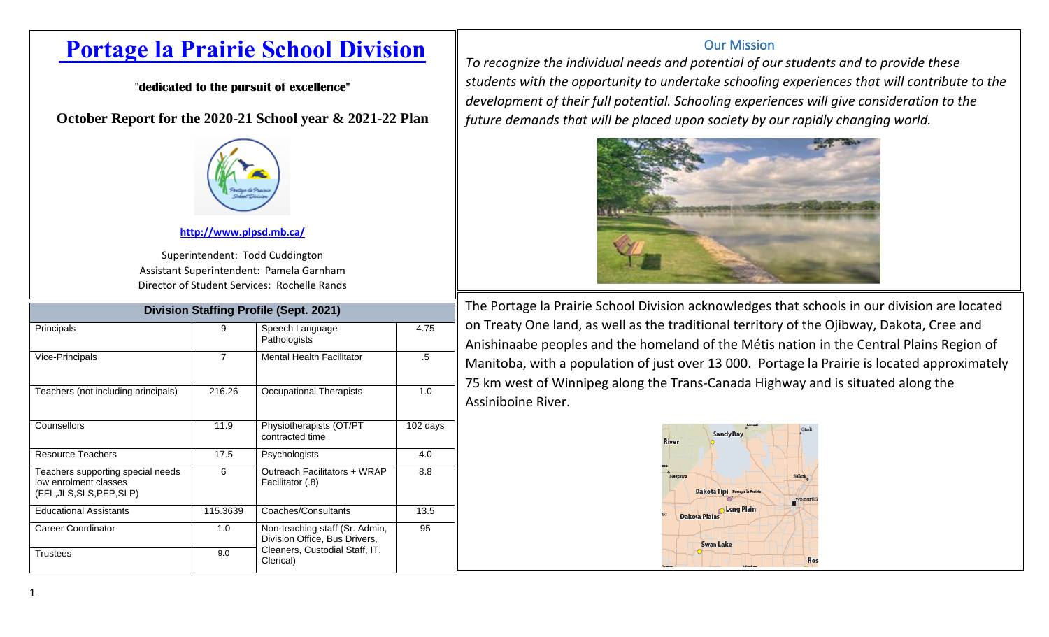# Portage la Prairie School Division

**"dedicated to the pursuit of excellence"**

**October Report for the 2020-21 School year & 2021-22 Plan**

**http://www.plpsd.mb.ca/**

Superintendent: Todd Cuddington
Assistant Superintendent: Pamela Garnham
Director of Student Services: Rochelle Rands

| Division Staffing Profile (Sept. 2021) | | | |
|---|---|---|---|
| Principals | 9 | Speech Language Pathologists | 4.75 |
| Vice-Principals | 7 | Mental Health Facilitator | .5 |
| Teachers (not including principals) | 216.26 | Occupational Therapists | 1.0 |
| Counsellors | 11.9 | Physiotherapists (OT/PT contracted time | 102 days |
| Resource Teachers | 17.5 | Psychologists | 4.0 |
| Teachers supporting special needs low enrolment classes (FFL,JLS,SLS,PEP,SLP) | 6 | Outreach Facilitators + WRAP Facilitator (.8) | 8.8 |
| Educational Assistants | 115.3639 | Coaches/Consultants | 13.5 |
| Career Coordinator | 1.0 | Non-teaching staff (Sr. Admin, Division Office, Bus Drivers, Cleaners, Custodial Staff, IT, Clerical) | 95 |
| Trustees | 9.0 | | |

## Our Mission

*To recognize the individual needs and potential of our students and to provide these students with the opportunity to undertake schooling experiences that will contribute to the development of their full potential. Schooling experiences will give consideration to the future demands that will be placed upon society by our rapidly changing world.*

The Portage la Prairie School Division acknowledges that schools in our division are located on Treaty One land, as well as the traditional territory of the Ojibway, Dakota, Cree and Anishinaabe peoples and the homeland of the Métis nation in the Central Plains Region of Manitoba, with a population of just over 13 000. Portage la Prairie is located approximately 75 km west of Winnipeg along the Trans-Canada Highway and is situated along the Assiniboine River.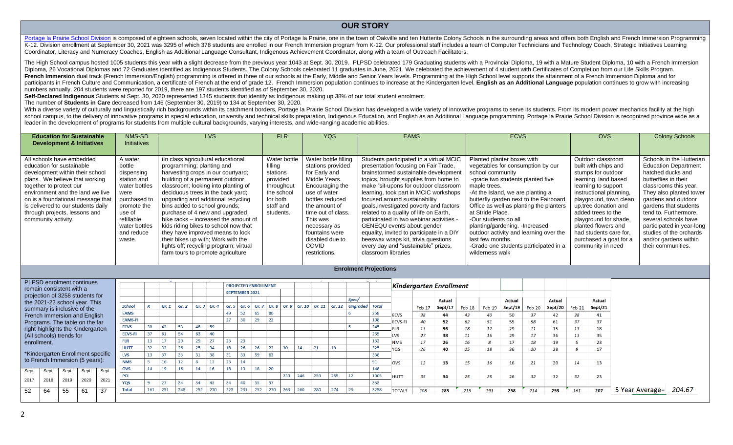# OUR STORY

Portage la Prairie School Division is composed of eighteen schools, seven located within the city of Portage la Prairie, one in the town of Oakville and ten Hutterite Colony Schools in the surrounding areas and offers both English and French Immersion Programming K-12. Division enrollment at September 30, 2021 was 3295 of which 378 students are enrolled in our French Immersion program from K-12. Our professional staff includes a team of Computer Technicians and Technology Coach, Strategic Initiatives Learning Coordinator, Literacy and Numeracy Coaches, English as Additional Language Consultant, Indigenous Achievement Coordinator, along with a team of Outreach Facilitators.

The High School campus hosted 1005 students this year with a slight decrease from the previous year,1043 at Sept. 30, 2019. PLPSD celebrated 179 Graduating students with a Provincial Diploma, 19 with a Mature Student Diploma, 10 with a French Immersion Diploma, 26 Vocational Diplomas and 72 Graduates identified as Indigenous Students. The Colony Schools celebrated 11 graduates in June, 2021. We celebrated the achievement of 4 student with Certificates of Completion from our Life Skills Program. **French Immersion** dual track (French Immersion/English) programming is offered in three of our schools at the Early, Middle and Senior Years levels. Programming at the High School level supports the attainment of a French Immersion Diploma and for participants in French Culture and Communication, a certificate of French at the end of grade 12. French Immersion population continues to increase at the Kindergarten level. **English as an Additional Language** population continues to grow with increasing numbers annually. 204 students were reported for 2019, there are 197 students identified as of September 30, 2020.

**Self-Declared Indigenous** Students at Sept. 30, 2020 represented 1345 students that identify as Indigenous making up 38% of our total student enrolment.

The number of **Students in Care** decreased from 146 (September 30, 2019) to 134 at September 30, 2020.

With a diverse variety of culturally and linguistically rich backgrounds within its catchment borders, Portage la Prairie School Division has developed a wide variety of innovative programs to serve its students. From its modern power mechanics facility at the high school campus, to the delivery of innovative programs in special education, university and technical skills preparation, Indigenous Education, and English as an Additional Language programming. Portage la Prairie School Division is recognized province wide as a leader in the development of programs for students from multiple cultural backgrounds, varying interests, and wide-ranging academic abilities.

| Education for Sustainable Development & Initiatives | NMS-SD Initiatives | LVS | FLR | YQS | EAMS | ECVS | OVS | Colony Schools |
|---|---|---|---|---|---|---|---|---|
| All schools have embedded education for sustainable development within their school plans. We believe that working together to protect our environment and the land we live on is a foundational message that is delivered to our students daily through projects, lessons and community activity. | A water bottle dispensing station and water bottles were purchased to promote the use of refillable water bottles and reduce waste. | iIn class agricultural educational programming; planting and harvesting crops in our courtyard; building of a permanent outdoor classroom; looking into planting of deciduous trees in the back yard; upgrading and additional recycling bins added to school grounds; purchase of 4 new and upgraded bike racks – increased the amount of kids riding bikes to school now that they have improved means to lock their bikes up with; Work with the lights off; recycling program; virtual farm tours to promote agriculture | Water bottle filling stations provided throughout the school for both staff and students. | Water bottle filling stations provided for Early and Middle Years. Encouraging the use of water bottles reduced the amount of time out of class. This was necessary as fountains were disabled due to COVID restrictions. | Students participated in a virtual MCIC presentation focusing on Fair Trade, brainstormed sustainable development topics, brought supplies from home to make "sit-upons for outdoor classroom learning, took part in MCIC workshops focused around sustainability goals,investigated poverty and factors related to a quality of life on Earth, participated in two webinar activities - GENEQU events about gender equality, invited to participate in a DIY beeswax wraps kit, trivia questions every day and "sustainable" prizes, classroom libraries | Planted planter boxes with vegetables for consumption by our school community -grade two students planted five maple trees. -At the Island, we are planting a butterfly garden next to the Fairboard Office as well as planting the planters at Stride Place. -Our students do all planting/gardening. -Increased outdoor activity and learning over the last few months. -Grade one students participated in a wilderness walk | Outdoor classroom built with chips and stumps for outdoor learning, land based learning to support instructional planning, playground, town clean up,tree donation and added trees to the playground for shade, planted flowers and had students care for, purchased a goat for a community in need | Schools in the Hutterian Education Department hatched ducks and butterflies in their classrooms this year. They also planted tower gardens and outdoor gardens that students tend to. Furthermore, several schools have participated in year-long studies of the orchards and/or gardens within their communities. |

## Enrolment Projections

PLPSD enrolment continues remain consistent with a projection of 3258 students for the 2021-22 school year. This summary is inclusive of the French Immersion and English Programs. The table on the far right highlights the Kindergarten (All schools) trends for enrollment.

*Kindergarten Enrollment specific to French Immersion (5 years):

| Sept. 2017 | Sept. 2018 | Sept. 2019 | Sept. 2020 | Sept. 2021 |
|---|---|---|---|---|
| 52 | 64 | 55 | 61 | 37 |

**PROJECTED ENROLLMENT SEPTEMBER 2021**

| School | K | Gr. 1 | Gr. 2 | Gr. 3 | Gr. 4 | Gr. 5 | Gr. 6 | Gr. 7 | Gr. 8 | Gr. 9 | Gr. 10 | Gr. 11 | Gr. 12 | Spec/ Ungraded | Total |
|---|---|---|---|---|---|---|---|---|---|---|---|---|---|---|---|
| EAMS | | | | | | 49 | 52 | 65 | 86 | | | | | 6 | 258 |
| EAMS-FI | | | | | | 27 | 30 | 29 | 22 | | | | | | 108 |
| ECVS | 38 | 42 | 53 | 48 | 59 | | | | | | | | | 5 | 245 |
| ECVS-FI | 37 | 61 | 54 | 63 | 40 | | | | | | | | | | 255 |
| FLR | 13 | 17 | 20 | 29 | 27 | 23 | 23 | | | | | | | | 152 |
| HUTT | 32 | 32 | 26 | 25 | 34 | 18 | 26 | 26 | 22 | 30 | 14 | 21 | 19 | | 325 |
| LVS | 13 | 37 | 33 | 31 | 38 | 31 | 33 | 59 | 63 | | | | | | 338 |
| NMS | 5 | 16 | 12 | 8 | 13 | 23 | 14 | | | | | | | | 91 |
| OVS | 14 | 19 | 16 | 14 | 16 | 18 | 13 | 18 | 20 | | | | | | 148 |
| PCI | | | | | | | | | | 233 | 246 | 259 | 255 | 12 | 1005 |
| YQS | 9 | 27 | 34 | 34 | 43 | 34 | 40 | 55 | 57 | | | | | | 333 |
| Total | 161 | 251 | 248 | 252 | 270 | 223 | 231 | 252 | 270 | 263 | 260 | 280 | 274 | 23 | 3258 |

**Kindergarten Enrollment**

| | Feb-17 | Actual Sept/17 | Feb-18 | Feb-19 | Actual Sept/19 | Feb-20 | Actual Sept/20 | Feb-21 | Actual Sept/21 |
|---|---|---|---|---|---|---|---|---|---|
| ECVS | 38 | 44 | 43 | 40 | 50 | 37 | 42 | 38 | 41 |
| ECVS-FI | 40 | 52 | 62 | 51 | 55 | 58 | 61 | 37 | 37 |
| FLR | 13 | 36 | 18 | 17 | 29 | 11 | 15 | 13 | 18 |
| LVS | 27 | 38 | 11 | 16 | 29 | 17 | 36 | 13 | 35 |
| NMS | 17 | 26 | 16 | 8 | 17 | 18 | 19 | 5 | 23 |
| YQS | 26 | 40 | 25 | 18 | 36 | 20 | 28 | 9 | 17 |
| OVS | 12 | 13 | 15 | 16 | 16 | 21 | 20 | 14 | 13 |
| HUTT | 35 | 34 | 25 | 25 | 26 | 32 | 32 | 32 | 23 |
| TOTALS | 208 | 283 | 215 | 191 | 258 | 214 | 253 | 161 | 207 |

5 Year Average= *204.67*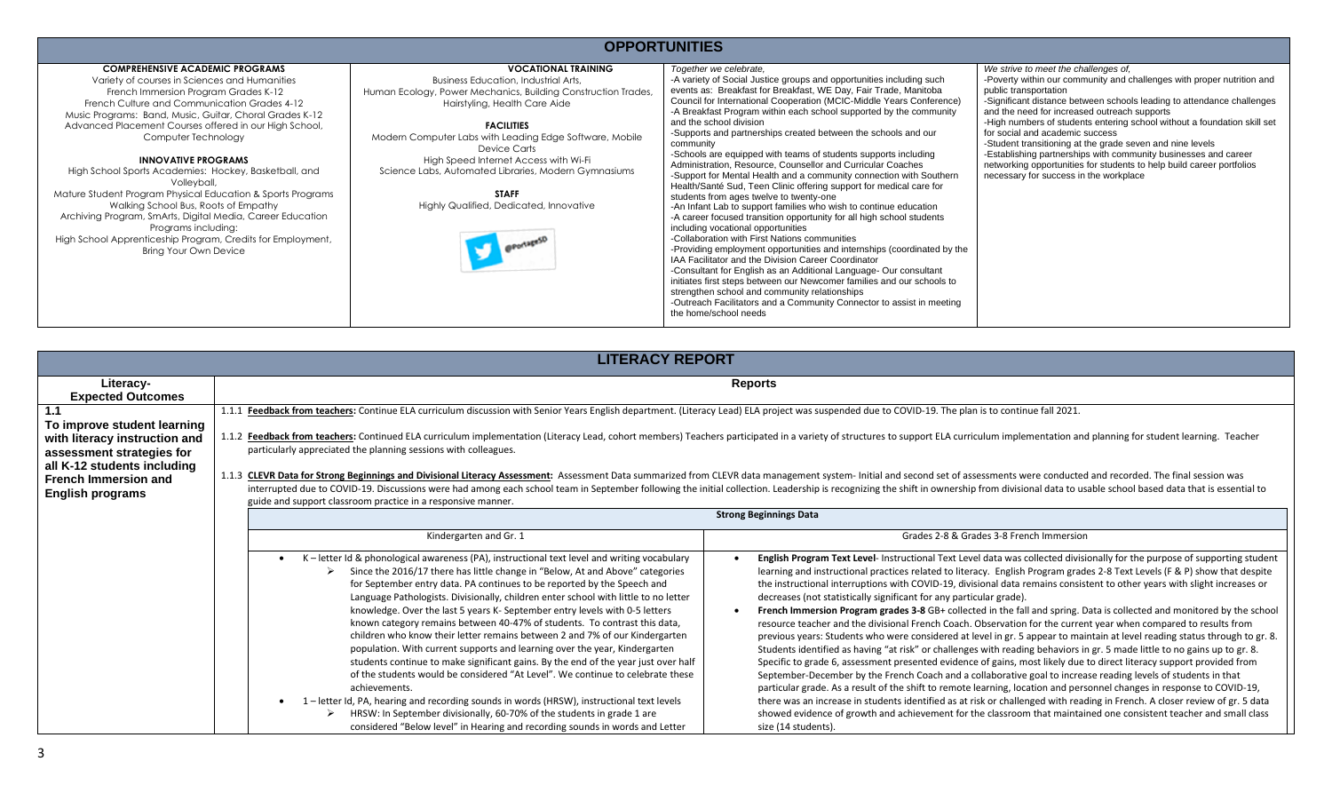## OPPORTUNITIES

| | | | |
|---|---|---|---|
| **COMPREHENSIVE ACADEMIC PROGRAMS**<br>Variety of courses in Sciences and Humanities<br>French Immersion Program Grades K-12<br>French Culture and Communication Grades 4-12<br>Music Programs: Band, Music, Guitar, Choral Grades K-12<br>Advanced Placement Courses offered in our High School, Computer Technology<br><br>**INNOVATIVE PROGRAMS**<br>High School Sports Academies: Hockey, Basketball, and Volleyball,<br>Mature Student Program Physical Education & Sports Programs<br>Walking School Bus, Roots of Empathy<br>Archiving Program, SmArts, Digital Media, Career Education Programs including:<br>High School Apprenticeship Program, Credits for Employment, Bring Your Own Device | **VOCATIONAL TRAINING**<br>Business Education, Industrial Arts,<br>Human Ecology, Power Mechanics, Building Construction Trades, Hairstyling, Health Care Aide<br><br>**FACILITIES**<br>Modern Computer Labs with Leading Edge Software, Mobile Device Carts<br>High Speed Internet Access with Wi-Fi<br>Science Labs, Automated Libraries, Modern Gymnasiums<br><br>**STAFF**<br>Highly Qualified, Dedicated, Innovative<br><br>@PortageSD | *Together we celebrate,*<br>-A variety of Social Justice groups and opportunities including such events as: Breakfast for Breakfast, WE Day, Fair Trade, Manitoba Council for International Cooperation (MCIC-Middle Years Conference)<br>-A Breakfast Program within each school supported by the community and the school division<br>-Supports and partnerships created between the schools and our community<br>-Schools are equipped with teams of students supports including Administration, Resource, Counsellor and Curricular Coaches<br>-Support for Mental Health and a community connection with Southern Health/Santé Sud, Teen Clinic offering support for medical care for students from ages twelve to twenty-one<br>-An Infant Lab to support families who wish to continue education<br>-A career focused transition opportunity for all high school students including vocational opportunities<br>-Collaboration with First Nations communities<br>-Providing employment opportunities and internships (coordinated by the IAA Facilitator and the Division Career Coordinator<br>-Consultant for English as an Additional Language- Our consultant initiates first steps between our Newcomer families and our schools to strengthen school and community relationships<br>-Outreach Facilitators and a Community Connector to assist in meeting the home/school needs | *We strive to meet the challenges of,*<br>-Poverty within our community and challenges with proper nutrition and public transportation<br>-Significant distance between schools leading to attendance challenges and the need for increased outreach supports<br>-High numbers of students entering school without a foundation skill set for social and academic success<br>-Student transitioning at the grade seven and nine levels<br>-Establishing partnerships with community businesses and career networking opportunities for students to help build career portfolios necessary for success in the workplace |

## LITERACY REPORT

| Literacy- Expected Outcomes | Reports |
|---|---|
| **1.1**<br>**To improve student learning with literacy instruction and assessment strategies for all K-12 students including French Immersion and English programs** | 1.1.1 **Feedback from teachers:** Continue ELA curriculum discussion with Senior Years English department. (Literacy Lead) ELA project was suspended due to COVID-19. The plan is to continue fall 2021.<br><br>1.1.2 **Feedback from teachers:** Continued ELA curriculum implementation (Literacy Lead, cohort members) Teachers participated in a variety of structures to support ELA curriculum implementation and planning for student learning. Teacher particularly appreciated the planning sessions with colleagues.<br><br>1.1.3 **CLEVR Data for Strong Beginnings and Divisional Literacy Assessment:** Assessment Data summarized from CLEVR data management system- Initial and second set of assessments were conducted and recorded. The final session was interrupted due to COVID-19. Discussions were had among each school team in September following the initial collection. Leadership is recognizing the shift in ownership from divisional data to usable school based data that is essential to guide and support classroom practice in a responsive manner. |

**Strong Beginnings Data**

| Kindergarten and Gr. 1 | Grades 2-8 & Grades 3-8 French Immersion |
|---|---|
| • K – letter Id & phonological awareness (PA), instructional text level and writing vocabulary<br>➢ Since the 2016/17 there has little change in "Below, At and Above" categories for September entry data. PA continues to be reported by the Speech and Language Pathologists. Divisionally, children enter school with little to no letter knowledge. Over the last 5 years K- September entry levels with 0-5 letters known category remains between 40-47% of students. To contrast this data, children who know their letter remains between 2 and 7% of our Kindergarten population. With current supports and learning over the year, Kindergarten students continue to make significant gains. By the end of the year just over half of the students would be considered "At Level". We continue to celebrate these achievements.<br>• 1 – letter Id, PA, hearing and recording sounds in words (HRSW), instructional text levels<br>➢ HRSW: In September divisionally, 60-70% of the students in grade 1 are considered "Below level" in Hearing and recording sounds in words and Letter | • **English Program Text Level**- Instructional Text Level data was collected divisionally for the purpose of supporting student learning and instructional practices related to literacy. English Program grades 2-8 Text Levels (F & P) show that despite the instructional interruptions with COVID-19, divisional data remains consistent to other years with slight increases or decreases (not statistically significant for any particular grade).<br>• **French Immersion Program grades 3-8** GB+ collected in the fall and spring. Data is collected and monitored by the school resource teacher and the divisional French Coach. Observation for the current year when compared to results from previous years: Students who were considered at level in gr. 5 appear to maintain at level reading status through to gr. 8. Students identified as having "at risk" or challenges with reading behaviors in gr. 5 made little to no gains up to gr. 8. Specific to grade 6, assessment presented evidence of gains, most likely due to direct literacy support provided from September-December by the French Coach and a collaborative goal to increase reading levels of students in that particular grade. As a result of the shift to remote learning, location and personnel changes in response to COVID-19, there was an increase in students identified as at risk or challenged with reading in French. A closer review of gr. 5 data showed evidence of growth and achievement for the classroom that maintained one consistent teacher and small class size (14 students). |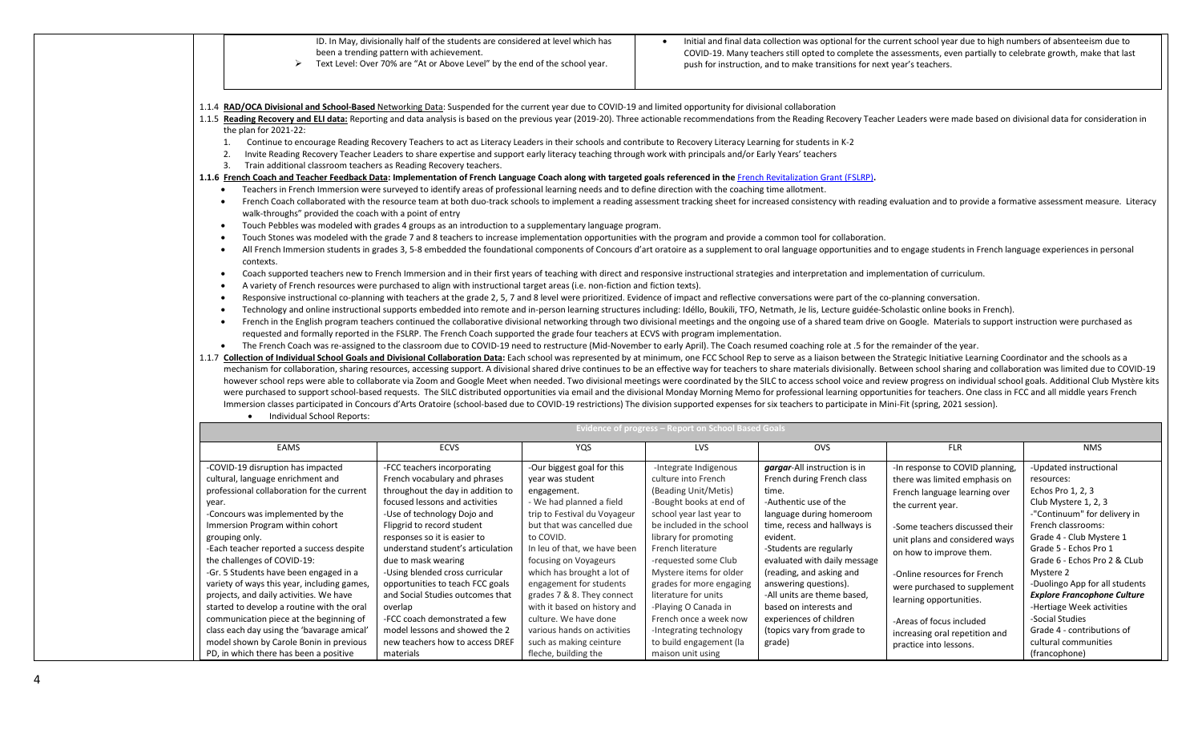| | |
|---|---|
| ID. In May, divisionally half of the students are considered at level which has been a trending pattern with achievement.<br>➢ Text Level: Over 70% are "At or Above Level" by the end of the school year. | • Initial and final data collection was optional for the current school year due to high numbers of absenteeism due to COVID-19. Many teachers still opted to complete the assessments, even partially to celebrate growth, make that last push for instruction, and to make transitions for next year's teachers. |

1.1.4 **RAD/OCA Divisional and School-Based** Networking Data: Suspended for the current year due to COVID-19 and limited opportunity for divisional collaboration

1.1.5 **Reading Recovery and ELI data:** Reporting and data analysis is based on the previous year (2019-20). Three actionable recommendations from the Reading Recovery Teacher Leaders were made based on divisional data for consideration in the plan for 2021-22:

1. Continue to encourage Reading Recovery Teachers to act as Literacy Leaders in their schools and contribute to Recovery Literacy Learning for students in K-2
2. Invite Reading Recovery Teacher Leaders to share expertise and support early literacy teaching through work with principals and/or Early Years' teachers
3. Train additional classroom teachers as Reading Recovery teachers.

**1.1.6 French Coach and Teacher Feedback Data: Implementation of French Language Coach along with targeted goals referenced in the French Revitalization Grant (FSLRP).**

- Teachers in French Immersion were surveyed to identify areas of professional learning needs and to define direction with the coaching time allotment.
- French Coach collaborated with the resource team at both duo-track schools to implement a reading assessment tracking sheet for increased consistency with reading evaluation and to provide a formative assessment measure. Literacy walk-throughs" provided the coach with a point of entry
- Touch Pebbles was modeled with grades 4 groups as an introduction to a supplementary language program.
- Touch Stones was modeled with the grade 7 and 8 teachers to increase implementation opportunities with the program and provide a common tool for collaboration.
- All French Immersion students in grades 3, 5-8 embedded the foundational components of Concours d'art oratoire as a supplement to oral language opportunities and to engage students in French language experiences in personal contexts.
- Coach supported teachers new to French Immersion and in their first years of teaching with direct and responsive instructional strategies and interpretation and implementation of curriculum.
- A variety of French resources were purchased to align with instructional target areas (i.e. non-fiction and fiction texts).
- Responsive instructional co-planning with teachers at the grade 2, 5, 7 and 8 level were prioritized. Evidence of impact and reflective conversations were part of the co-planning conversation.
- Technology and online instructional supports embedded into remote and in-person learning structures including: Idéllo, Boukili, TFO, Netmath, Je lis, Lecture guidée-Scholastic online books in French).
- French in the English program teachers continued the collaborative divisional networking through two divisional meetings and the ongoing use of a shared team drive on Google. Materials to support instruction were purchased as requested and formally reported in the FSLRP. The French Coach supported the grade four teachers at ECVS with program implementation.
- The French Coach was re-assigned to the classroom due to COVID-19 need to restructure (Mid-November to early April). The Coach resumed coaching role at .5 for the remainder of the year.

1.1.7 **Collection of Individual School Goals and Divisional Collaboration Data:** Each school was represented by at minimum, one FCC School Rep to serve as a liaison between the Strategic Initiative Learning Coordinator and the schools as a mechanism for collaboration, sharing resources, accessing support. A divisional shared drive continues to be an effective way for teachers to share materials divisionally. Between school sharing and collaboration was limited due to COVID-19 however school reps were able to collaborate via Zoom and Google Meet when needed. Two divisional meetings were coordinated by the SILC to access school voice and review progress on individual school goals. Additional Club Mystère kits were purchased to support school-based requests. The SILC distributed opportunities via email and the divisional Monday Morning Memo for professional learning opportunities for teachers. One class in FCC and all middle years French Immersion classes participated in Concours d'Arts Oratoire (school-based due to COVID-19 restrictions) The division supported expenses for six teachers to participate in Mini-Fit (spring, 2021 session).

- Individual School Reports:

| **Evidence of progress – Report on School Based Goals** | | | | | | |
|---|---|---|---|---|---|---|
| EAMS | ECVS | YQS | LVS | OVS | FLR | NMS |
| -COVID-19 disruption has impacted cultural, language enrichment and professional collaboration for the current year.<br>-Concours was implemented by the Immersion Program within cohort grouping only.<br>-Each teacher reported a success despite the challenges of COVID-19:<br>-Gr. 5 Students have been engaged in a variety of ways this year, including games, projects, and daily activities. We have started to develop a routine with the oral communication piece at the beginning of class each day using the 'bavarage amical' model shown by Carole Bonin in previous PD, in which there has been a positive | -FCC teachers incorporating French vocabulary and phrases throughout the day in addition to focused lessons and activities<br>-Use of technology Dojo and Flipgrid to record student responses so it is easier to understand student's articulation due to mask wearing<br>-Using blended cross curricular opportunities to teach FCC goals and Social Studies outcomes that overlap<br>-FCC coach demonstrated a few model lessons and showed the 2 new teachers how to access DREF materials | -Our biggest goal for this year was student engagement.<br>- We had planned a field trip to Festival du Voyageur but that was cancelled due to COVID.<br>In lieu of that, we have been focusing on Voyageurs which has brought a lot of engagement for students grades 7 & 8. They connect with it based on history and culture. We have done various hands on activities such as making ceinture fleche, building the | -Integrate Indigenous culture into French (Beading Unit/Metis)<br>-Bought books at end of school year last year to be included in the school library for promoting French literature<br>-requested some Club Mystere items for older grades for more engaging literature for units<br>-Playing O Canada in French once a week now<br>-Integrating technology to build engagement (la maison unit using | ***gargar***-All instruction is in French during French class time.<br>-Authentic use of the language during homeroom time, recess and hallways is evident.<br>-Students are regularly evaluated with daily message (reading, and asking and answering questions).<br>-All units are theme based, based on interests and experiences of children (topics vary from grade to grade) | -In response to COVID planning, there was limited emphasis on French language learning over the current year.<br><br>-Some teachers discussed their unit plans and considered ways on how to improve them.<br><br>-Online resources for French were purchased to supplement learning opportunities.<br><br>-Areas of focus included increasing oral repetition and practice into lessons. | -Updated instructional resources:<br>Echos Pro 1, 2, 3<br>Club Mystere 1, 2, 3<br>-"Continuum" for delivery in French classrooms:<br>Grade 4 - Club Mystere 1<br>Grade 5 - Echos Pro 1<br>Grade 6 - Echos Pro 2 & CLub Mystere 2<br>-Duolingo App for all students<br>***Explore Francophone Culture***<br>-Hertiage Week activities<br>-Social Studies<br>Grade 4 - contributions of cultural communities (francophone) |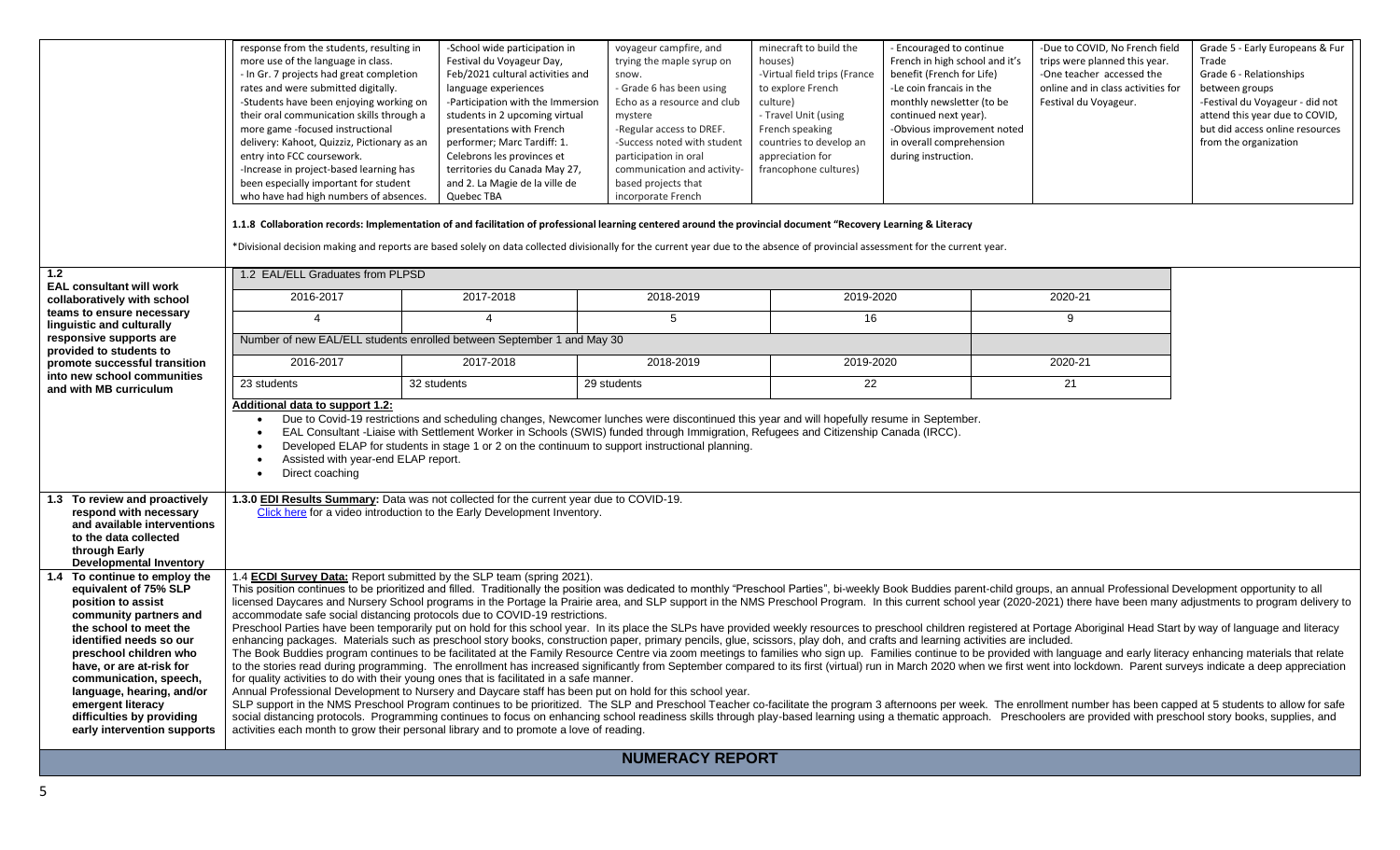| | | | | | | | |
|---|---|---|---|---|---|---|---|
| response from the students, resulting in more use of the language in class.<br>- In Gr. 7 projects had great completion rates and were submitted digitally.<br>-Students have been enjoying working on their oral communication skills through a more game -focused instructional delivery: Kahoot, Quizziz, Pictionary as an entry into FCC coursework.<br>-Increase in project-based learning has been especially important for student who have had high numbers of absences. | -School wide participation in Festival du Voyageur Day, Feb/2021 cultural activities and language experiences<br>-Participation with the Immersion students in 2 upcoming virtual presentations with French performer; Marc Tardiff: 1. Celebrons les provinces et territoires du Canada May 27, and 2. La Magie de la ville de Quebec TBA | voyageur campfire, and trying the maple syrup on snow.<br>- Grade 6 has been using Echo as a resource and club mystere<br>-Regular access to DREF.<br>-Success noted with student participation in oral communication and activity-based projects that incorporate French | minecraft to build the houses)<br>-Virtual field trips (France to explore French culture)<br>- Travel Unit (using French speaking countries to develop an appreciation for francophone cultures) | - Encouraged to continue French in high school and it's benefit (French for Life)<br>-Le coin francais in the monthly newsletter (to be continued next year).<br>-Obvious improvement noted in overall comprehension during instruction. | -Due to COVID, No French field trips were planned this year.<br>-One teacher accessed the online and in class activities for Festival du Voyageur. | Grade 5 - Early Europeans & Fur Trade<br>Grade 6 - Relationships between groups<br>-Festival du Voyageur - did not attend this year due to COVID, but did access online resources from the organization |

**1.1.8 Collaboration records: Implementation of and facilitation of professional learning centered around the provincial document "Recovery Learning & Literacy**

*Divisional decision making and reports are based solely on data collected divisionally for the current year due to the absence of provincial assessment for the current year.

**1.2 EAL consultant will work collaboratively with school teams to ensure necessary linguistic and culturally responsive supports are provided to students to promote successful transition into new school communities and with MB curriculum**

1.2 EAL/ELL Graduates from PLPSD

| 2016-2017 | 2017-2018 | 2018-2019 | 2019-2020 | 2020-21 |
|---|---|---|---|---|
| 4 | 4 | 5 | 16 | 9 |

Number of new EAL/ELL students enrolled between September 1 and May 30

| 2016-2017 | 2017-2018 | 2018-2019 | 2019-2020 | 2020-21 |
|---|---|---|---|---|
| 23 students | 32 students | 29 students | 22 | 21 |

**Additional data to support 1.2:**

- Due to Covid-19 restrictions and scheduling changes, Newcomer lunches were discontinued this year and will hopefully resume in September.
- EAL Consultant -Liaise with Settlement Worker in Schools (SWIS) funded through Immigration, Refugees and Citizenship Canada (IRCC).
- Developed ELAP for students in stage 1 or 2 on the continuum to support instructional planning.
- Assisted with year-end ELAP report.
- Direct coaching

**1.3 To review and proactively respond with necessary and available interventions to the data collected through Early Developmental Inventory**

**1.3.0 EDI Results Summary:** Data was not collected for the current year due to COVID-19.
Click here for a video introduction to the Early Development Inventory.

**1.4 To continue to employ the equivalent of 75% SLP position to assist community partners and the school to meet the identified needs so our preschool children who have, or are at-risk for communication, speech, language, hearing, and/or emergent literacy difficulties by providing early intervention supports**

1.4 **ECDI Survey Data:** Report submitted by the SLP team (spring 2021).
This position continues to be prioritized and filled. Traditionally the position was dedicated to monthly "Preschool Parties", bi-weekly Book Buddies parent-child groups, an annual Professional Development opportunity to all licensed Daycares and Nursery School programs in the Portage la Prairie area, and SLP support in the NMS Preschool Program. In this current school year (2020-2021) there have been many adjustments to program delivery to accommodate safe social distancing protocols due to COVID-19 restrictions.
Preschool Parties have been temporarily put on hold for this school year. In its place the SLPs have provided weekly resources to preschool children registered at Portage Aboriginal Head Start by way of language and literacy enhancing packages. Materials such as preschool story books, construction paper, primary pencils, glue, scissors, play doh, and crafts and learning activities are included.
The Book Buddies program continues to be facilitated at the Family Resource Centre via zoom meetings to families who sign up. Families continue to be provided with language and early literacy enhancing materials that relate to the stories read during programming. The enrollment has increased significantly from September compared to its first (virtual) run in March 2020 when we first went into lockdown. Parent surveys indicate a deep appreciation for quality activities to do with their young ones that is facilitated in a safe manner.
Annual Professional Development to Nursery and Daycare staff has been put on hold for this school year.
SLP support in the NMS Preschool Program continues to be prioritized. The SLP and Preschool Teacher co-facilitate the program 3 afternoons per week. The enrollment number has been capped at 5 students to allow for safe social distancing protocols. Programming continues to focus on enhancing school readiness skills through play-based learning using a thematic approach. Preschoolers are provided with preschool story books, supplies, and activities each month to grow their personal library and to promote a love of reading.

## NUMERACY REPORT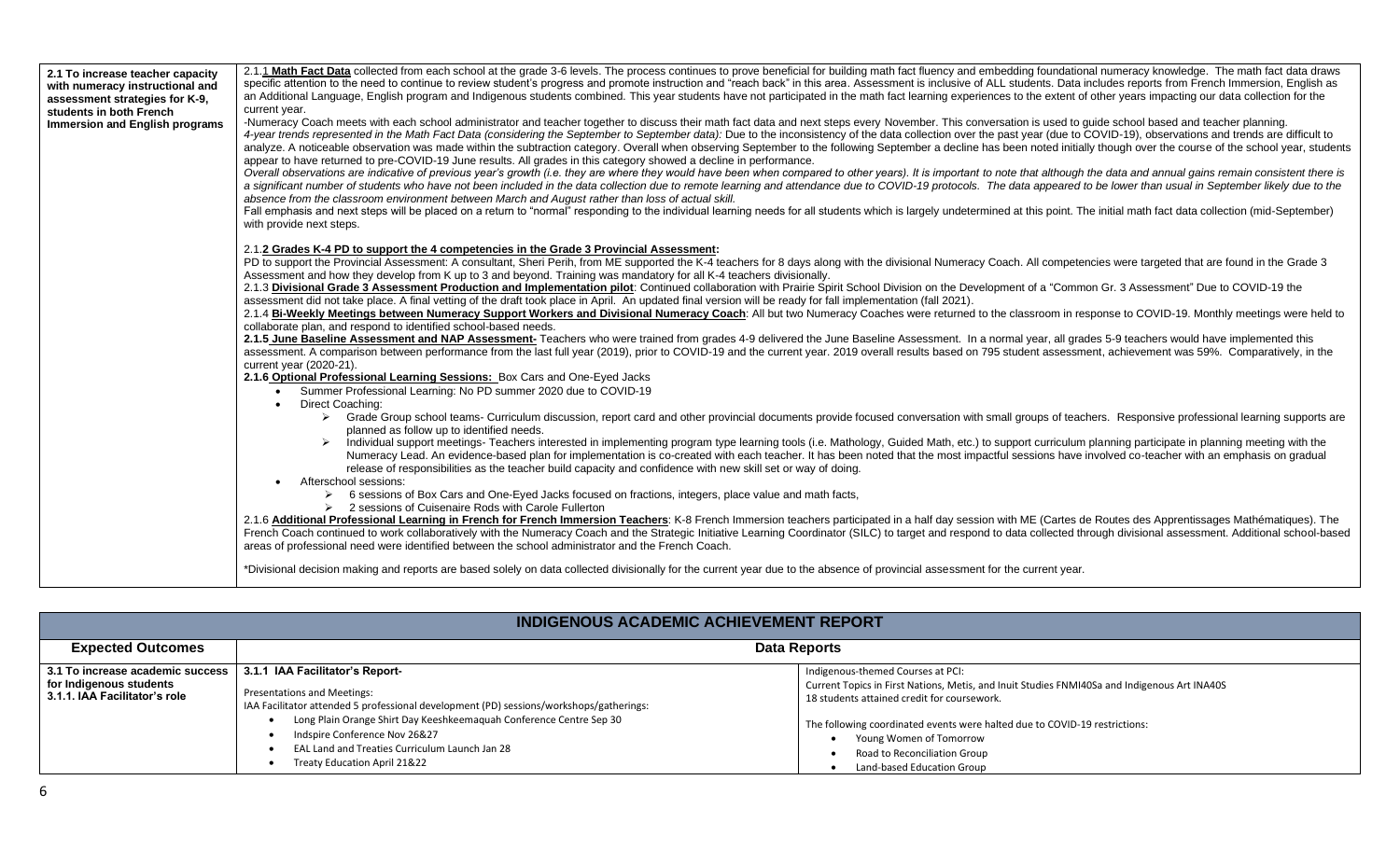| | |
|---|---|
| **2.1 To increase teacher capacity with numeracy instructional and assessment strategies for K-9, students in both French Immersion and English programs** | 2.1.1 **Math Fact Data** collected from each school at the grade 3-6 levels. The process continues to prove beneficial for building math fact fluency and embedding foundational numeracy knowledge. The math fact data draws specific attention to the need to continue to review student's progress and promote instruction and "reach back" in this area. Assessment is inclusive of ALL students. Data includes reports from French Immersion, English as an Additional Language, English program and Indigenous students combined. This year students have not participated in the math fact learning experiences to the extent of other years impacting our data collection for the current year.<br>-Numeracy Coach meets with each school administrator and teacher together to discuss their math fact data and next steps every November. This conversation is used to guide school based and teacher planning.<br>*4-year trends represented in the Math Fact Data (considering the September to September data):* Due to the inconsistency of the data collection over the past year (due to COVID-19), observations and trends are difficult to analyze. A noticeable observation was made within the subtraction category. Overall when observing September to the following September a decline has been noted initially though over the course of the school year, students appear to have returned to pre-COVID-19 June results. All grades in this category showed a decline in performance.<br>*Overall observations are indicative of previous year's growth (i.e. they are where they would have been when compared to other years). It is important to note that although the data and annual gains remain consistent there is a significant number of students who have not been included in the data collection due to remote learning and attendance due to COVID-19 protocols. The data appeared to be lower than usual in September likely due to the absence from the classroom environment between March and August rather than loss of actual skill.*<br>Fall emphasis and next steps will be placed on a return to "normal" responding to the individual learning needs for all students which is largely undetermined at this point. The initial math fact data collection (mid-September) with provide next steps.<br><br>2.1.**2 Grades K-4 PD to support the 4 competencies in the Grade 3 Provincial Assessment:**<br>PD to support the Provincial Assessment: A consultant, Sheri Perih, from ME supported the K-4 teachers for 8 days along with the divisional Numeracy Coach. All competencies were targeted that are found in the Grade 3 Assessment and how they develop from K up to 3 and beyond. Training was mandatory for all K-4 teachers divisionally.<br>2.1.3 **Divisional Grade 3 Assessment Production and Implementation pilot**: Continued collaboration with Prairie Spirit School Division on the Development of a "Common Gr. 3 Assessment" Due to COVID-19 the assessment did not take place. A final vetting of the draft took place in April. An updated final version will be ready for fall implementation (fall 2021).<br>2.1.4 **Bi-Weekly Meetings between Numeracy Support Workers and Divisional Numeracy Coach**: All but two Numeracy Coaches were returned to the classroom in response to COVID-19. Monthly meetings were held to collaborate plan, and respond to identified school-based needs.<br>**2.1.5 June Baseline Assessment and NAP Assessment-** Teachers who were trained from grades 4-9 delivered the June Baseline Assessment. In a normal year, all grades 5-9 teachers would have implemented this assessment. A comparison between performance from the last full year (2019), prior to COVID-19 and the current year. 2019 overall results based on 795 student assessment, achievement was 59%. Comparatively, in the current year (2020-21).<br>**2.1.6 Optional Professional Learning Sessions:** Box Cars and One-Eyed Jacks<br>• Summer Professional Learning: No PD summer 2020 due to COVID-19<br>• Direct Coaching:<br>  ➢ Grade Group school teams- Curriculum discussion, report card and other provincial documents provide focused conversation with small groups of teachers. Responsive professional learning supports are planned as follow up to identified needs.<br>  ➢ Individual support meetings- Teachers interested in implementing program type learning tools (i.e. Mathology, Guided Math, etc.) to support curriculum planning participate in planning meeting with the Numeracy Lead. An evidence-based plan for implementation is co-created with each teacher. It has been noted that the most impactful sessions have involved co-teacher with an emphasis on gradual release of responsibilities as the teacher build capacity and confidence with new skill set or way of doing.<br>• Afterschool sessions:<br>  ➢ 6 sessions of Box Cars and One-Eyed Jacks focused on fractions, integers, place value and math facts,<br>  ➢ 2 sessions of Cuisenaire Rods with Carole Fullerton<br>2.1.6 **Additional Professional Learning in French for French Immersion Teachers**: K-8 French Immersion teachers participated in a half day session with ME (Cartes de Routes des Apprentissages Mathématiques). The French Coach continued to work collaboratively with the Numeracy Coach and the Strategic Initiative Learning Coordinator (SILC) to target and respond to data collected through divisional assessment. Additional school-based areas of professional need were identified between the school administrator and the French Coach.<br><br>*Divisional decision making and reports are based solely on data collected divisionally for the current year due to the absence of provincial assessment for the current year. |

| INDIGENOUS ACADEMIC ACHIEVEMENT REPORT | | |
|---|---|---|
| **Expected Outcomes** | **Data Reports** | |
| **3.1 To increase academic success for Indigenous students**<br>**3.1.1. IAA Facilitator's role** | **3.1.1 IAA Facilitator's Report-**<br><br>Presentations and Meetings:<br>IAA Facilitator attended 5 professional development (PD) sessions/workshops/gatherings:<br>• Long Plain Orange Shirt Day Keeshkeemaquah Conference Centre Sep 30<br>• Indspire Conference Nov 26&27<br>• EAL Land and Treaties Curriculum Launch Jan 28<br>• Treaty Education April 21&22 | Indigenous-themed Courses at PCI:<br>Current Topics in First Nations, Metis, and Inuit Studies FNMI40Sa and Indigenous Art INA40S<br>18 students attained credit for coursework.<br><br>The following coordinated events were halted due to COVID-19 restrictions:<br>• Young Women of Tomorrow<br>• Road to Reconciliation Group<br>• Land-based Education Group |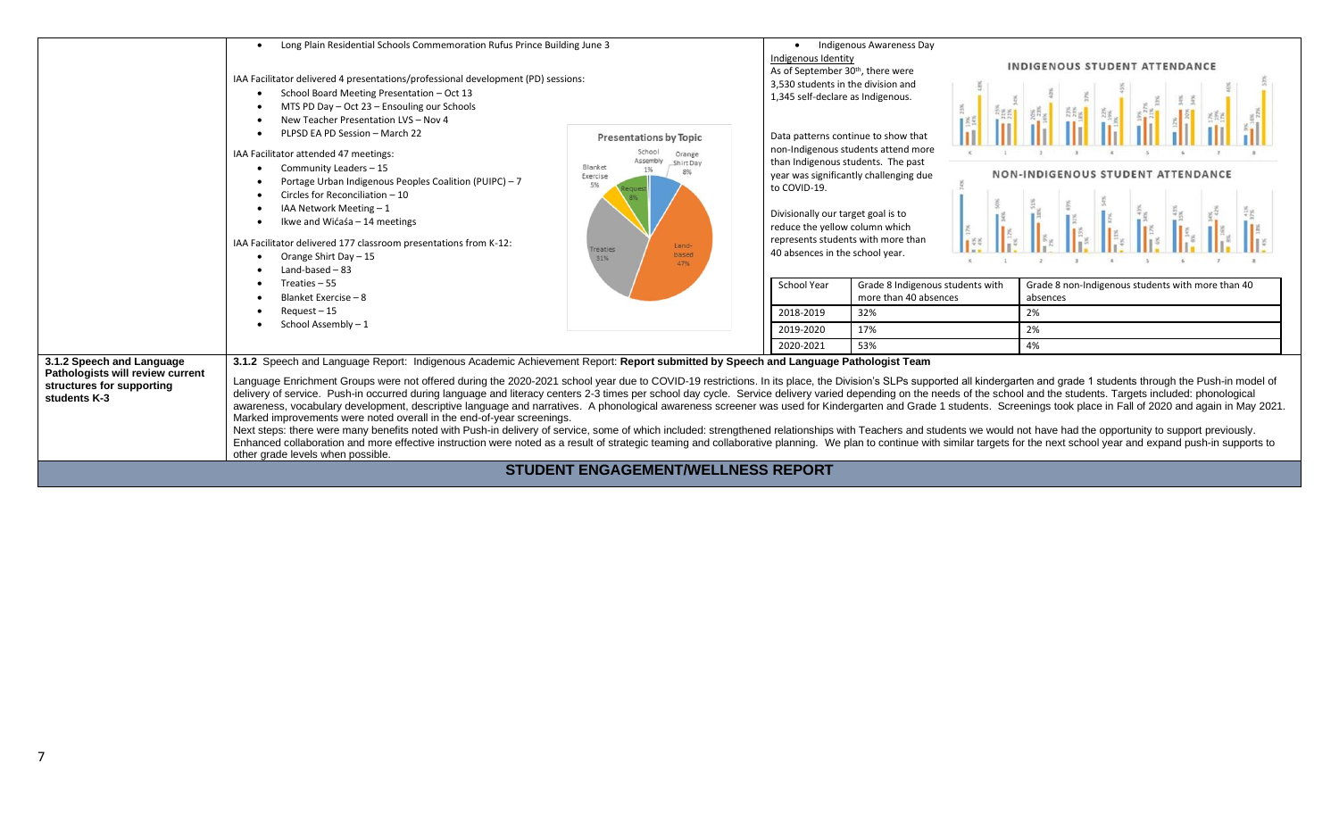- Long Plain Residential Schools Commemoration Rufus Prince Building June 3

IAA Facilitator delivered 4 presentations/professional development (PD) sessions:

- School Board Meeting Presentation – Oct 13
- MTS PD Day – Oct 23 – Ensouling our Schools
- New Teacher Presentation LVS – Nov 4
- PLPSD EA PD Session – March 22

IAA Facilitator attended 47 meetings:

- Community Leaders – 15
- Portage Urban Indigenous Peoples Coalition (PUIPC) – 7
- Circles for Reconciliation – 10
- IAA Network Meeting – 1
- Ikwe and Wićaśa – 14 meetings

IAA Facilitator delivered 177 classroom presentations from K-12:

- Orange Shirt Day – 15
- Land-based – 83
- Treaties – 55
- Blanket Exercise – 8
- Request – 15
- School Assembly – 1

**Presentations by Topic**

School Assembly 1%, Orange Shirt Day 8%, Blanket Exercise 5%, Request 8%, Treaties 31%, Land-based 47%

- Indigenous Awareness Day

Indigenous Identity

As of September 30th, there were 3,530 students in the division and 1,345 self-declare as Indigenous.

Data patterns continue to show that non-Indigenous students attend more than Indigenous students. The past year was significantly challenging due to COVID-19.

Divisionally our target goal is to reduce the yellow column which represents students with more than 40 absences in the school year.

**INDIGENOUS STUDENT ATTENDANCE**

**NON-INDIGENOUS STUDENT ATTENDANCE**

| School Year | Grade 8 Indigenous students with more than 40 absences | Grade 8 non-Indigenous students with more than 40 absences |
|---|---|---|
| 2018-2019 | 32% | 2% |
| 2019-2020 | 17% | 2% |
| 2020-2021 | 53% | 4% |

**3.1.2 Speech and Language Pathologists will review current structures for supporting students K-3**

3.1.2 Speech and Language Report: Indigenous Academic Achievement Report: **Report submitted by Speech and Language Pathologist Team**

Language Enrichment Groups were not offered during the 2020-2021 school year due to COVID-19 restrictions. In its place, the Division's SLPs supported all kindergarten and grade 1 students through the Push-in model of delivery of service. Push-in occurred during language and literacy centers 2-3 times per school day cycle. Service delivery varied depending on the needs of the school and the students. Targets included: phonological awareness, vocabulary development, descriptive language and narratives. A phonological awareness screener was used for Kindergarten and Grade 1 students. Screenings took place in Fall of 2020 and again in May 2021. Marked improvements were noted overall in the end-of-year screenings.

Next steps: there were many benefits noted with Push-in delivery of service, some of which included: strengthened relationships with Teachers and students we would not have had the opportunity to support previously. Enhanced collaboration and more effective instruction were noted as a result of strategic teaming and collaborative planning. We plan to continue with similar targets for the next school year and expand push-in supports to other grade levels when possible.

## STUDENT ENGAGEMENT/WELLNESS REPORT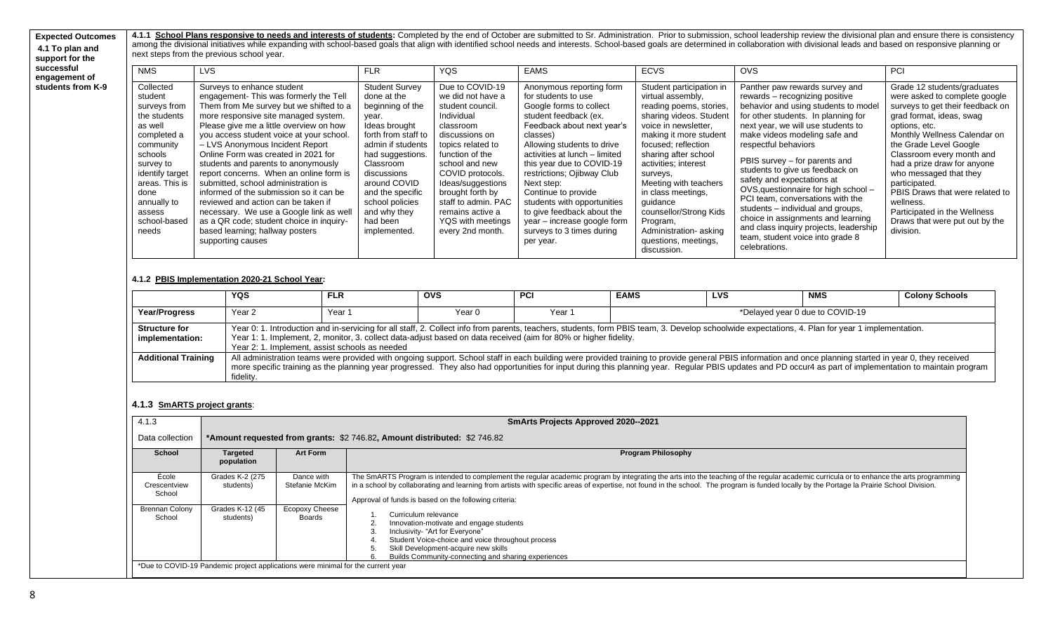**Expected Outcomes 4.1 To plan and support for the successful engagement of students from K-9**

**4.1.1 School Plans responsive to needs and interests of students:** Completed by the end of October are submitted to Sr. Administration. Prior to submission, school leadership review the divisional plan and ensure there is consistency among the divisional initiatives while expanding with school-based goals that align with identified school needs and interests. School-based goals are determined in collaboration with divisional leads and based on responsive planning or next steps from the previous school year.

| NMS | LVS | FLR | YQS | EAMS | ECVS | OVS | PCI |
|---|---|---|---|---|---|---|---|
| Collected student surveys from the students as well completed a community schools survey to identify target areas. This is done annually to assess school-based needs | Surveys to enhance student engagement- This was formerly the Tell Them from Me survey but we shifted to a more responsive site managed system. Please give me a little overview on how you access student voice at your school. – LVS Anonymous Incident Report Online Form was created in 2021 for students and parents to anonymously report concerns. When an online form is submitted, school administration is informed of the submission so it can be reviewed and action can be taken if necessary. We use a Google link as well as a QR code; student choice in inquiry-based learning; hallway posters supporting causes | Student Survey done at the beginning of the year. Ideas brought forth from staff to admin if students had suggestions. Classroom discussions around COVID and the specific school policies and why they had been implemented. | Due to COVID-19 we did not have a student council. Individual classroom discussions on topics related to function of the school and new COVID protocols. Ideas/suggestions brought forth by staff to admin. PAC remains active a YQS with meetings every 2nd month. | Anonymous reporting form for students to use Google forms to collect student feedback (ex. Feedback about next year's classes) Allowing students to drive activities at lunch – limited this year due to COVID-19 restrictions; Ojibway Club Next step: Continue to provide students with opportunities to give feedback about the year – increase google form surveys to 3 times during per year. | Student participation in virtual assembly, reading poems, stories, sharing videos. Student voice in newsletter, making it more student focused; reflection sharing after school activities; interest surveys, Meeting with teachers in class meetings, guidance counsellor/Strong Kids Program, Administration- asking questions, meetings, discussion. | Panther paw rewards survey and rewards – recognizing positive behavior and using students to model for other students. In planning for next year, we will use students to make videos modeling safe and respectful behaviors<br><br>PBIS survey – for parents and students to give us feedback on safety and expectations at OVS,questionnaire for high school – PCI team, conversations with the students – individual and groups, choice in assignments and learning and class inquiry projects, leadership team, student voice into grade 8 celebrations. | Grade 12 students/graduates were asked to complete google surveys to get their feedback on grad format, ideas, swag options, etc.<br>Monthly Wellness Calendar on the Grade Level Google Classroom every month and had a prize draw for anyone who messaged that they participated.<br>PBIS Draws that were related to wellness.<br>Participated in the Wellness Draws that were put out by the division. |

#### 4.1.2 PBIS Implementation 2020-21 School Year:

| | YQS | FLR | OVS | PCI | EAMS | LVS | NMS | Colony Schools |
|---|---|---|---|---|---|---|---|---|
| **Year/Progress** | Year 2 | Year 1 | Year 0 | Year 1 | *Delayed year 0 due to COVID-19 | | | |
| **Structure for implementation:** | Year 0: 1. Introduction and in-servicing for all staff, 2. Collect info from parents, teachers, students, form PBIS team, 3. Develop schoolwide expectations, 4. Plan for year 1 implementation.<br>Year 1: 1. Implement, 2, monitor, 3. collect data-adjust based on data received (aim for 80% or higher fidelity.<br>Year 2: 1. Implement, assist schools as needed | | | | | | | |
| **Additional Training** | All administration teams were provided with ongoing support. School staff in each building were provided training to provide general PBIS information and once planning started in year 0, they received more specific training as the planning year progressed. They also had opportunities for input during this planning year. Regular PBIS updates and PD occur4 as part of implementation to maintain program fidelity. | | | | | | | |

#### 4.1.3 SmARTS project grants:

| 4.1.3 | SmArts Projects Approved 2020--2021 | | |
|---|---|---|---|
| Data collection | *Amount requested from grants: $2 746.82, Amount distributed: $2 746.82 | | |
| **School** | **Targeted population** | **Art Form** | **Program Philosophy** |
| École Crescentview School | Grades K-2 (275 students) | Dance with Stefanie McKim | The SmARTS Program is intended to complement the regular academic program by integrating the arts into the teaching of the regular academic curricula or to enhance the arts programming in a school by collaborating and learning from artists with specific areas of expertise, not found in the school. The program is funded locally by the Portage la Prairie School Division.<br><br>Approval of funds is based on the following criteria:<br>1. Curriculum relevance<br>2. Innovation-motivate and engage students<br>3. Inclusivity- "Art for Everyone"<br>4. Student Voice-choice and voice throughout process<br>5. Skill Development-acquire new skills<br>6. Builds Community-connecting and sharing experiences |
| Brennan Colony School | Grades K-12 (45 students) | Ecopoxy Cheese Boards | |

*Due to COVID-19 Pandemic project applications were minimal for the current year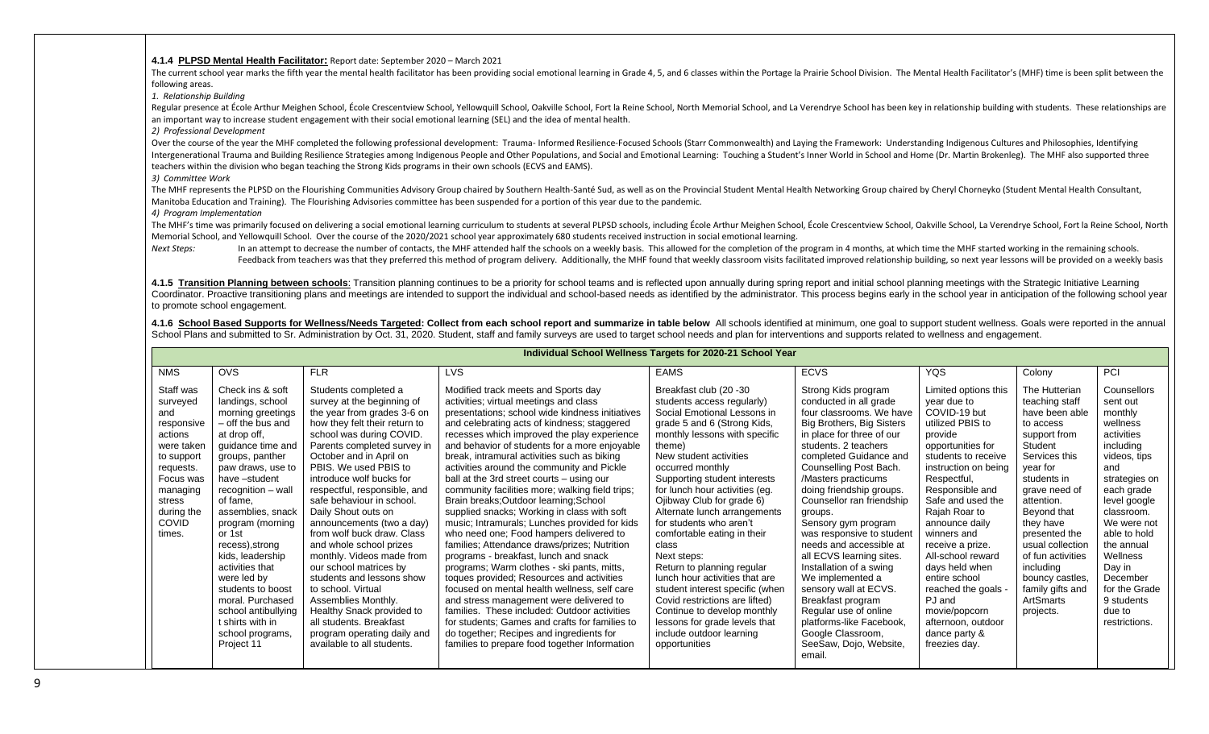**4.1.4 PLPSD Mental Health Facilitator:** Report date: September 2020 – March 2021

The current school year marks the fifth year the mental health facilitator has been providing social emotional learning in Grade 4, 5, and 6 classes within the Portage la Prairie School Division. The Mental Health Facilitator's (MHF) time is been split between the following areas.

*1. Relationship Building*

Regular presence at École Arthur Meighen School, École Crescentview School, Yellowquill School, Oakville School, Fort la Reine School, North Memorial School, and La Verendrye School has been key in relationship building with students. These relationships are an important way to increase student engagement with their social emotional learning (SEL) and the idea of mental health.

*2) Professional Development*

Over the course of the year the MHF completed the following professional development: Trauma- Informed Resilience-Focused Schools (Starr Commonwealth) and Laying the Framework: Understanding Indigenous Cultures and Philosophies, Identifying Intergenerational Trauma and Building Resilience Strategies among Indigenous People and Other Populations, and Social and Emotional Learning: Touching a Student's Inner World in School and Home (Dr. Martin Brokenleg). The MHF also supported three teachers within the division who began teaching the Strong Kids programs in their own schools (ECVS and EAMS).

*3) Committee Work*

The MHF represents the PLPSD on the Flourishing Communities Advisory Group chaired by Southern Health-Santé Sud, as well as on the Provincial Student Mental Health Networking Group chaired by Cheryl Chorneyko (Student Mental Health Consultant, Manitoba Education and Training). The Flourishing Advisories committee has been suspended for a portion of this year due to the pandemic.

*4) Program Implementation*

The MHF's time was primarily focused on delivering a social emotional learning curriculum to students at several PLPSD schools, including École Arthur Meighen School, École Crescentview School, Oakville School, La Verendrye School, Fort la Reine School, North Memorial School, and Yellowquill School. Over the course of the 2020/2021 school year approximately 680 students received instruction in social emotional learning.

*Next Steps:* In an attempt to decrease the number of contacts, the MHF attended half the schools on a weekly basis. This allowed for the completion of the program in 4 months, at which time the MHF started working in the remaining schools. Feedback from teachers was that they preferred this method of program delivery. Additionally, the MHF found that weekly classroom visits facilitated improved relationship building, so next year lessons will be provided on a weekly basis

**4.1.5 Transition Planning between schools**: Transition planning continues to be a priority for school teams and is reflected upon annually during spring report and initial school planning meetings with the Strategic Initiative Learning Coordinator. Proactive transitioning plans and meetings are intended to support the individual and school-based needs as identified by the administrator. This process begins early in the school year in anticipation of the following school year to promote school engagement.

**4.1.6 School Based Supports for Wellness/Needs Targeted: Collect from each school report and summarize in table below** All schools identified at minimum, one goal to support student wellness. Goals were reported in the annual School Plans and submitted to Sr. Administration by Oct. 31, 2020. Student, staff and family surveys are used to target school needs and plan for interventions and supports related to wellness and engagement.

| **Individual School Wellness Targets for 2020-21 School Year** | | | | | | | | |
|---|---|---|---|---|---|---|---|---|
| NMS | OVS | FLR | LVS | EAMS | ECVS | YQS | Colony | PCI |
| Staff was surveyed and responsive actions were taken to support requests. Focus was managing stress during the COVID times. | Check ins & soft landings, school morning greetings – off the bus and at drop off, guidance time and groups, panther paw draws, use to have –student recognition – wall of fame, assemblies, snack program (morning or 1st recess),strong kids, leadership activities that were led by students to boost moral. Purchased school antibullying t shirts with in school programs, Project 11 | Students completed a survey at the beginning of the year from grades 3-6 on how they felt their return to school was during COVID. Parents completed survey in October and in April on PBIS. We used PBIS to introduce wolf bucks for respectful, responsible, and safe behaviour in school. Daily Shout outs on announcements (two a day) from wolf buck draw. Class and whole school prizes monthly. Videos made from our school matrices by students and lessons show to school. Virtual Assemblies Monthly. Healthy Snack provided to all students. Breakfast program operating daily and available to all students. | Modified track meets and Sports day activities; virtual meetings and class presentations; school wide kindness initiatives and celebrating acts of kindness; staggered recesses which improved the play experience and behavior of students for a more enjoyable break, intramural activities such as biking activities around the community and Pickle ball at the 3rd street courts – using our community facilities more; walking field trips; Brain breaks;Outdoor learning;School supplied snacks; Working in class with soft music; Intramurals; Lunches provided for kids who need one; Food hampers delivered to families; Attendance draws/prizes; Nutrition programs - breakfast, lunch and snack programs; Warm clothes - ski pants, mitts, toques provided; Resources and activities focused on mental health wellness, self care and stress management were delivered to families. These included: Outdoor activities for students; Games and crafts for families to do together; Recipes and ingredients for families to prepare food together Information | Breakfast club (20 -30 students access regularly) Social Emotional Lessons in grade 5 and 6 (Strong Kids, monthly lessons with specific theme) New student activities occurred monthly Supporting student interests for lunch hour activities (eg. Ojibway Club for grade 6) Alternate lunch arrangements for students who aren't comfortable eating in their class Next steps: Return to planning regular lunch hour activities that are student interest specific (when Covid restrictions are lifted) Continue to develop monthly lessons for grade levels that include outdoor learning opportunities | Strong Kids program conducted in all grade four classrooms. We have Big Brothers, Big Sisters in place for three of our students. 2 teachers completed Guidance and Counselling Post Bach. /Masters practicums doing friendship groups. Counsellor ran friendship groups. Sensory gym program was responsive to student needs and accessible at all ECVS learning sites. Installation of a swing We implemented a sensory wall at ECVS. Breakfast program Regular use of online platforms-like Facebook, Google Classroom, SeeSaw, Dojo, Website, email. | Limited options this year due to COVID-19 but utilized PBIS to provide opportunities for students to receive instruction on being Respectful, Responsible and Safe and used the Rajah Roar to announce daily winners and receive a prize. All-school reward days held when entire school reached the goals - PJ and movie/popcorn afternoon, outdoor dance party & freezies day. | The Hutterian teaching staff have been able to access support from Student Services this year for students in grave need of attention. Beyond that they have presented the usual collection of fun activities including bouncy castles, family gifts and ArtSmarts projects. | Counsellors sent out monthly wellness activities including videos, tips and strategies on each grade level google classroom. We were not able to hold the annual Wellness Day in December for the Grade 9 students due to restrictions. |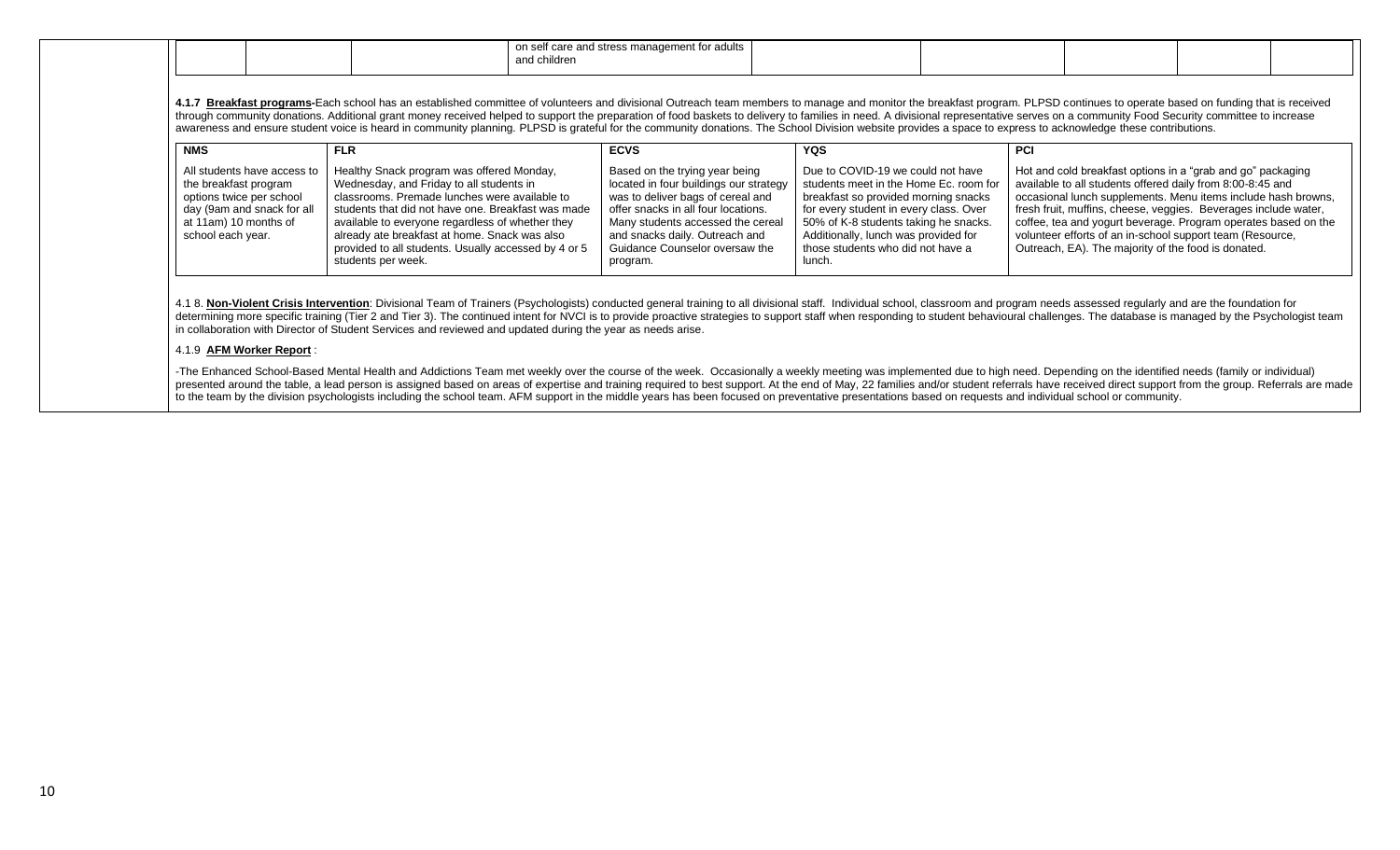| | | | on self care and stress management for adults and children | | | | | |
|---|---|---|---|---|---|---|---|---|

**4.1.7** **Breakfast programs**-Each school has an established committee of volunteers and divisional Outreach team members to manage and monitor the breakfast program. PLPSD continues to operate based on funding that is received through community donations. Additional grant money received helped to support the preparation of food baskets to delivery to families in need. A divisional representative serves on a community Food Security committee to increase awareness and ensure student voice is heard in community planning. PLPSD is grateful for the community donations. The School Division website provides a space to express to acknowledge these contributions.

| NMS | FLR | ECVS | YQS | PCI |
|---|---|---|---|---|
| All students have access to the breakfast program options twice per school day (9am and snack for all at 11am) 10 months of school each year. | Healthy Snack program was offered Monday, Wednesday, and Friday to all students in classrooms. Premade lunches were available to students that did not have one. Breakfast was made available to everyone regardless of whether they already ate breakfast at home. Snack was also provided to all students. Usually accessed by 4 or 5 students per week. | Based on the trying year being located in four buildings our strategy was to deliver bags of cereal and offer snacks in all four locations. Many students accessed the cereal and snacks daily. Outreach and Guidance Counselor oversaw the program. | Due to COVID-19 we could not have students meet in the Home Ec. room for breakfast so provided morning snacks for every student in every class. Over 50% of K-8 students taking he snacks. Additionally, lunch was provided for those students who did not have a lunch. | Hot and cold breakfast options in a "grab and go" packaging available to all students offered daily from 8:00-8:45 and occasional lunch supplements. Menu items include hash browns, fresh fruit, muffins, cheese, veggies. Beverages include water, coffee, tea and yogurt beverage. Program operates based on the volunteer efforts of an in-school support team (Resource, Outreach, EA). The majority of the food is donated. |

4.1 8. **Non-Violent Crisis Intervention**: Divisional Team of Trainers (Psychologists) conducted general training to all divisional staff. Individual school, classroom and program needs assessed regularly and are the foundation for determining more specific training (Tier 2 and Tier 3). The continued intent for NVCI is to provide proactive strategies to support staff when responding to student behavioural challenges. The database is managed by the Psychologist team in collaboration with Director of Student Services and reviewed and updated during the year as needs arise.

4.1.9 **AFM Worker Report** :

-The Enhanced School-Based Mental Health and Addictions Team met weekly over the course of the week. Occasionally a weekly meeting was implemented due to high need. Depending on the identified needs (family or individual) presented around the table, a lead person is assigned based on areas of expertise and training required to best support. At the end of May, 22 families and/or student referrals have received direct support from the group. Referrals are made to the team by the division psychologists including the school team. AFM support in the middle years has been focused on preventative presentations based on requests and individual school or community.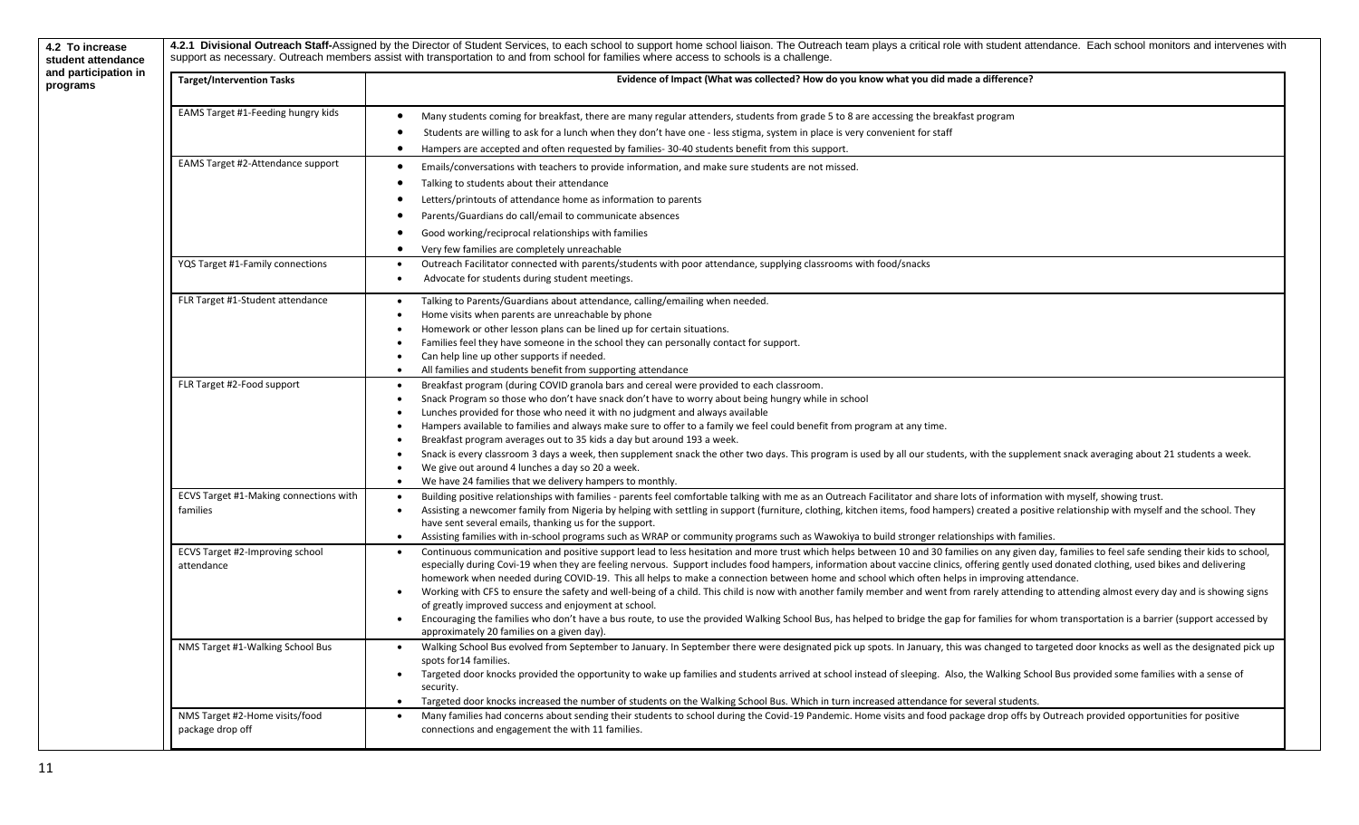| **4.2 To increase student attendance and participation in programs** | **4.2.1 Divisional Outreach Staff-**Assigned by the Director of Student Services, to each school to support home school liaison. The Outreach team plays a critical role with student attendance. Each school monitors and intervenes with support as necessary. Outreach members assist with transportation to and from school for families where access to schools is a challenge. | |
|---|---|---|
| | **Target/Intervention Tasks** | **Evidence of Impact (What was collected? How do you know what you did made a difference?** |
| | EAMS Target #1-Feeding hungry kids | • Many students coming for breakfast, there are many regular attenders, students from grade 5 to 8 are accessing the breakfast program<br>• Students are willing to ask for a lunch when they don't have one - less stigma, system in place is very convenient for staff<br>• Hampers are accepted and often requested by families- 30-40 students benefit from this support. |
| | EAMS Target #2-Attendance support | • Emails/conversations with teachers to provide information, and make sure students are not missed.<br>• Talking to students about their attendance<br>• Letters/printouts of attendance home as information to parents<br>• Parents/Guardians do call/email to communicate absences<br>• Good working/reciprocal relationships with families<br>• Very few families are completely unreachable |
| | YQS Target #1-Family connections | • Outreach Facilitator connected with parents/students with poor attendance, supplying classrooms with food/snacks<br>• Advocate for students during student meetings. |
| | FLR Target #1-Student attendance | • Talking to Parents/Guardians about attendance, calling/emailing when needed.<br>• Home visits when parents are unreachable by phone<br>• Homework or other lesson plans can be lined up for certain situations.<br>• Families feel they have someone in the school they can personally contact for support.<br>• Can help line up other supports if needed.<br>• All families and students benefit from supporting attendance |
| | FLR Target #2-Food support | • Breakfast program (during COVID granola bars and cereal were provided to each classroom.<br>• Snack Program so those who don't have snack don't have to worry about being hungry while in school<br>• Lunches provided for those who need it with no judgment and always available<br>• Hampers available to families and always make sure to offer to a family we feel could benefit from program at any time.<br>• Breakfast program averages out to 35 kids a day but around 193 a week.<br>• Snack is every classroom 3 days a week, then supplement snack the other two days. This program is used by all our students, with the supplement snack averaging about 21 students a week.<br>• We give out around 4 lunches a day so 20 a week.<br>• We have 24 families that we delivery hampers to monthly. |
| | ECVS Target #1-Making connections with families | • Building positive relationships with families - parents feel comfortable talking with me as an Outreach Facilitator and share lots of information with myself, showing trust.<br>• Assisting a newcomer family from Nigeria by helping with settling in support (furniture, clothing, kitchen items, food hampers) created a positive relationship with myself and the school. They have sent several emails, thanking us for the support.<br>• Assisting families with in-school programs such as WRAP or community programs such as Wawokiya to build stronger relationships with families. |
| | ECVS Target #2-Improving school attendance | • Continuous communication and positive support lead to less hesitation and more trust which helps between 10 and 30 families on any given day, families to feel safe sending their kids to school, especially during Covi-19 when they are feeling nervous. Support includes food hampers, information about vaccine clinics, offering gently used donated clothing, used bikes and delivering homework when needed during COVID-19. This all helps to make a connection between home and school which often helps in improving attendance.<br>• Working with CFS to ensure the safety and well-being of a child. This child is now with another family member and went from rarely attending to attending almost every day and is showing signs of greatly improved success and enjoyment at school.<br>• Encouraging the families who don't have a bus route, to use the provided Walking School Bus, has helped to bridge the gap for families for whom transportation is a barrier (support accessed by approximately 20 families on a given day). |
| | NMS Target #1-Walking School Bus | • Walking School Bus evolved from September to January. In September there were designated pick up spots. In January, this was changed to targeted door knocks as well as the designated pick up spots for14 families.<br>• Targeted door knocks provided the opportunity to wake up families and students arrived at school instead of sleeping. Also, the Walking School Bus provided some families with a sense of security.<br>• Targeted door knocks increased the number of students on the Walking School Bus. Which in turn increased attendance for several students. |
| | NMS Target #2-Home visits/food package drop off | • Many families had concerns about sending their students to school during the Covid-19 Pandemic. Home visits and food package drop offs by Outreach provided opportunities for positive connections and engagement the with 11 families. |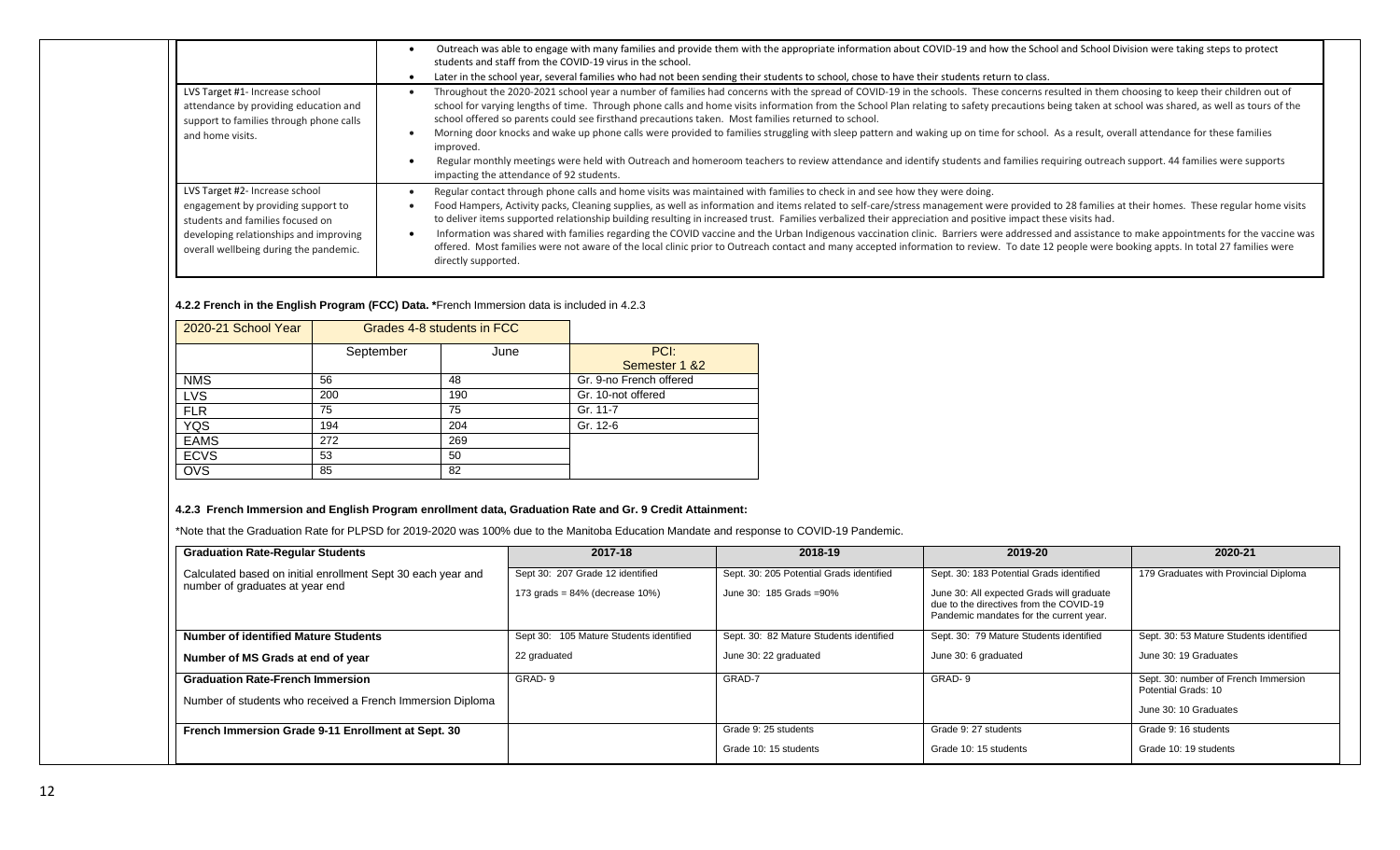| | |
|---|---|
| | • Outreach was able to engage with many families and provide them with the appropriate information about COVID-19 and how the School and School Division were taking steps to protect students and staff from the COVID-19 virus in the school.<br>• Later in the school year, several families who had not been sending their students to school, chose to have their students return to class. |
| LVS Target #1- Increase school attendance by providing education and support to families through phone calls and home visits. | • Throughout the 2020-2021 school year a number of families had concerns with the spread of COVID-19 in the schools. These concerns resulted in them choosing to keep their children out of school for varying lengths of time. Through phone calls and home visits information from the School Plan relating to safety precautions being taken at school was shared, as well as tours of the school offered so parents could see firsthand precautions taken. Most families returned to school.<br>• Morning door knocks and wake up phone calls were provided to families struggling with sleep pattern and waking up on time for school. As a result, overall attendance for these families improved.<br>• Regular monthly meetings were held with Outreach and homeroom teachers to review attendance and identify students and families requiring outreach support. 44 families were supports impacting the attendance of 92 students. |
| LVS Target #2- Increase school engagement by providing support to students and families focused on developing relationships and improving overall wellbeing during the pandemic. | • Regular contact through phone calls and home visits was maintained with families to check in and see how they were doing.<br>• Food Hampers, Activity packs, Cleaning supplies, as well as information and items related to self-care/stress management were provided to 28 families at their homes. These regular home visits to deliver items supported relationship building resulting in increased trust. Families verbalized their appreciation and positive impact these visits had.<br>• Information was shared with families regarding the COVID vaccine and the Urban Indigenous vaccination clinic. Barriers were addressed and assistance to make appointments for the vaccine was offered. Most families were not aware of the local clinic prior to Outreach contact and many accepted information to review. To date 12 people were booking appts. In total 27 families were directly supported. |

**4.2.2 French in the English Program (FCC) Data. ***French Immersion data is included in 4.2.3

| 2020-21 School Year | Grades 4-8 students in FCC | | |
|---|---|---|---|
| | September | June | PCI:<br>Semester 1 &2 |
| NMS | 56 | 48 | Gr. 9-no French offered |
| LVS | 200 | 190 | Gr. 10-not offered |
| FLR | 75 | 75 | Gr. 11-7 |
| YQS | 194 | 204 | Gr. 12-6 |
| EAMS | 272 | 269 | |
| ECVS | 53 | 50 | |
| OVS | 85 | 82 | |

**4.2.3 French Immersion and English Program enrollment data, Graduation Rate and Gr. 9 Credit Attainment:**

*Note that the Graduation Rate for PLPSD for 2019-2020 was 100% due to the Manitoba Education Mandate and response to COVID-19 Pandemic.

| Graduation Rate-Regular Students | 2017-18 | 2018-19 | 2019-20 | 2020-21 |
|---|---|---|---|---|
| Calculated based on initial enrollment Sept 30 each year and number of graduates at year end | Sept 30: 207 Grade 12 identified<br>173 grads = 84% (decrease 10%) | Sept. 30: 205 Potential Grads identified<br>June 30: 185 Grads =90% | Sept. 30: 183 Potential Grads identified<br>June 30: All expected Grads will graduate due to the directives from the COVID-19 Pandemic mandates for the current year. | 179 Graduates with Provincial Diploma |
| **Number of identified Mature Students**<br>**Number of MS Grads at end of year** | Sept 30: 105 Mature Students identified<br>22 graduated | Sept. 30: 82 Mature Students identified<br>June 30: 22 graduated | Sept. 30: 79 Mature Students identified<br>June 30: 6 graduated | Sept. 30: 53 Mature Students identified<br>June 30: 19 Graduates |
| **Graduation Rate-French Immersion**<br>Number of students who received a French Immersion Diploma | GRAD- 9 | GRAD-7 | GRAD- 9 | Sept. 30: number of French Immersion Potential Grads: 10<br>June 30: 10 Graduates |
| **French Immersion Grade 9-11 Enrollment at Sept. 30** | | Grade 9: 25 students<br>Grade 10: 15 students | Grade 9: 27 students<br>Grade 10: 15 students | Grade 9: 16 students<br>Grade 10: 19 students |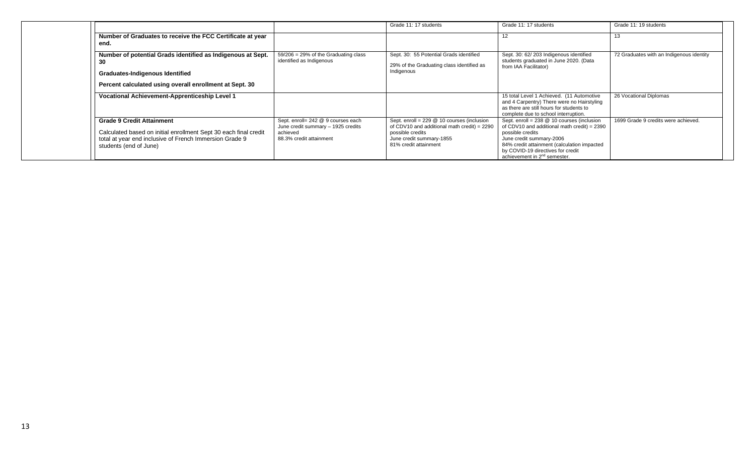| | | | | |
|---|---|---|---|---|
| | | Grade 11: 17 students | Grade 11: 17 students | Grade 11: 19 students |
| **Number of Graduates to receive the FCC Certificate at year end.** | | | 12 | 13 |
| **Number of potential Grads identified as Indigenous at Sept. 30**<br><br>**Graduates-Indigenous Identified**<br><br>**Percent calculated using overall enrollment at Sept. 30** | 59/206 = 29% of the Graduating class identified as Indigenous | Sept. 30: 55 Potential Grads identified<br><br>29% of the Graduating class identified as Indigenous | Sept. 30: 62/ 203 Indigenous identified students graduated in June 2020. (Data from IAA Facilitator) | 72 Graduates with an Indigenous identity |
| **Vocational Achievement-Apprenticeship Level 1** | | | 15 total Level 1 Achieved. (11 Automotive and 4 Carpentry) There were no Hairstyling as there are still hours for students to complete due to school interruption. | 26 Vocational Diplomas |
| **Grade 9 Credit Attainment**<br><br>Calculated based on initial enrollment Sept 30 each final credit total at year end inclusive of French Immersion Grade 9 students (end of June) | Sept. enroll= 242 @ 9 courses each<br>June credit summary – 1925 credits achieved<br>88.3% credit attainment | Sept. enroll = 229 @ 10 courses (inclusion of CDV10 and additional math credit) = 2290 possible credits<br>June credit summary-1855<br>81% credit attainment | Sept. enroll = 238 @ 10 courses (inclusion of CDV10 and additional math credit) = 2390 possible credits<br>June credit summary-2006<br>84% credit attainment (calculation impacted by COVID-19 directives for credit achievement in 2nd semester. | 1699 Grade 9 credits were achieved. |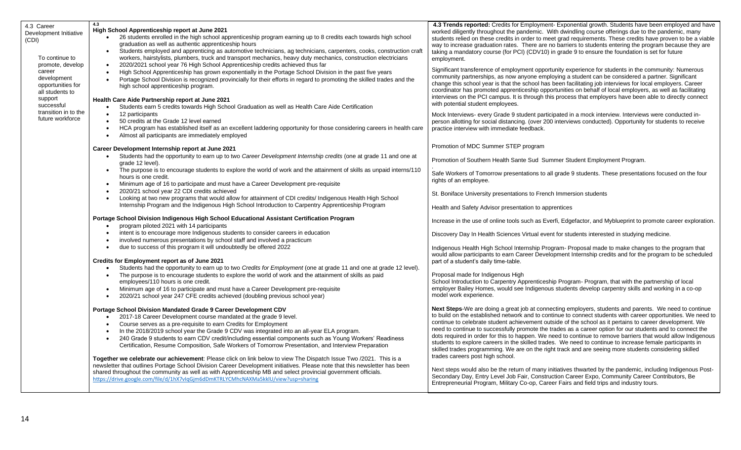| 4.3 Career Development Initiative (CDI) | 4.3 | 4.3 Trends reported |
| --- | --- | --- |
| To continue to promote, develop career development opportunities for all students to support successful transition in to the future workforce | **High School Apprenticeship report at June 2021**<br>• 26 students enrolled in the high school apprenticeship program earning up to 8 credits each towards high school graduation as well as authentic apprenticeship hours<br>• Students employed and apprenticing as automotive technicians, ag technicians, carpenters, cooks, construction craft workers, hairstylists, plumbers, truck and transport mechanics, heavy duty mechanics, construction electricians<br>• 2020/2021 school year 76 High School Apprenticeship credits achieved thus far<br>• High School Apprenticeship has grown exponentially in the Portage School Division in the past five years<br>• Portage School Division is recognized provincially for their efforts in regard to promoting the skilled trades and the high school apprenticeship program.<br><br>**Health Care Aide Partnership report at June 2021**<br>• Students earn 5 credits towards High School Graduation as well as Health Care Aide Certification<br>• 12 participants<br>• 50 credits at the Grade 12 level earned<br>• HCA program has established itself as an excellent laddering opportunity for those considering careers in health care<br>• Almost all participants are immediately employed<br><br>**Career Development Internship report at June 2021**<br>• Students had the opportunity to earn up to two *Career Development Internship credits* (one at grade 11 and one at grade 12 level).<br>• The purpose is to encourage students to explore the world of work and the attainment of skills as unpaid interns/110 hours is one credit.<br>• Minimum age of 16 to participate and must have a Career Development pre-requisite<br>• 2020/21 school year 22 CDI credits achieved<br>• Looking at two new programs that would allow for attainment of CDI credits/ Indigenous Health High School Internship Program and the Indigenous High School Introduction to Carpentry Apprenticeship Program<br><br>**Portage School Division Indigenous High School Educational Assistant Certification Program**<br>• program piloted 2021 with 14 participants<br>• intent is to encourage more Indigenous students to consider careers in education<br>• involved numerous presentations by school staff and involved a practicum<br>• due to success of this program it will undoubtedly be offered 2022<br><br>**Credits for Employment report as of June 2021**<br>• Students had the opportunity to earn up to two *Credits for Employment* (one at grade 11 and one at grade 12 level).<br>• The purpose is to encourage students to explore the world of work and the attainment of skills as paid employees/110 hours is one credit.<br>• Minimum age of 16 to participate and must have a Career Development pre-requisite<br>• 2020/21 school year 247 CFE credits achieved (doubling previous school year)<br><br>**Portage School Division Mandated Grade 9 Career Development CDV**<br>• 2017-18 Career Development course mandated at the grade 9 level.<br>• Course serves as a pre-requisite to earn Credits for Employment<br>• In the 2018/2019 school year the Grade 9 CDV was integrated into an all-year ELA program.<br>• 240 Grade 9 students to earn CDV credit/including essential components such as Young Workers' Readiness Certification, Resume Composition, Safe Workers of Tomorrow Presentation, and Interview Preparation<br><br>**Together we celebrate our achievement**: Please click on link below to view The Dispatch Issue Two /2021. This is a newsletter that outlines Portage School Division Career Development initiatives. Please note that this newsletter has been shared throughout the community as well as with Apprenticeship MB and select provincial government officials.<br>https://drive.google.com/file/d/1hX7vIqGjm6dDmKTRLYCMhcNAXMa5kklU/view?usp=sharing | **4.3 Trends reported:** Credits for Employment- Exponential growth. Students have been employed and have worked diligently throughout the pandemic. With dwindling course offerings due to the pandemic, many students relied on these credits in order to meet grad requirements. These credits have proven to be a viable way to increase graduation rates. There are no barriers to students entering the program because they are taking a mandatory course (for PCI) (CDV10) in grade 9 to ensure the foundation is set for future employment.<br><br>Significant transference of employment opportunity experience for students in the community: Numerous community partnerships, as now anyone employing a student can be considered a partner. Significant change this school year is that the school has been facilitating job interviews for local employers. Career coordinator has promoted apprenticeship opportunities on behalf of local employers, as well as facilitating interviews on the PCI campus. It is through this process that employers have been able to directly connect with potential student employees.<br><br>Mock Interviews- every Grade 9 student participated in a mock interview. Interviews were conducted in-person allotting for social distancing. (over 200 interviews conducted). Opportunity for students to receive practice interview with immediate feedback.<br><br>Promotion of MDC Summer STEP program<br><br>Promotion of Southern Health Sante Sud Summer Student Employment Program.<br><br>Safe Workers of Tomorrow presentations to all grade 9 students. These presentations focused on the four rights of an employee.<br><br>St. Boniface University presentations to French Immersion students<br><br>Health and Safety Advisor presentation to apprentices<br><br>Increase in the use of online tools such as Everfi, Edgefactor, and Myblueprint to promote career exploration.<br><br>Discovery Day In Health Sciences Virtual event for students interested in studying medicine.<br><br>Indigenous Health High School Internship Program- Proposal made to make changes to the program that would allow participants to earn Career Development Internship credits and for the program to be scheduled part of a student's daily time-table.<br><br>Proposal made for Indigenous High School Introduction to Carpentry Apprenticeship Program- Program, that with the partnership of local employer Bailey Homes, would see Indigenous students develop carpentry skills and working in a co-op model work experience.<br><br>**Next Steps**-We are doing a great job at connecting employers, students and parents. We need to continue to build on the established network and to continue to connect students with career opportunities. We need to continue to celebrate student achievement outside of the school as it pertains to career development. We need to continue to successfully promote the trades as a career option for our students and to connect the dots required in order for this to happen. We need to continue to remove barriers that would allow Indigenous students to explore careers in the skilled trades. We need to continue to increase female participants in skilled trades programming. We are on the right track and are seeing more students considering skilled trades careers post high school.<br><br>Next steps would also be the return of many initiatives thwarted by the pandemic, including Indigenous Post-Secondary Day, Entry Level Job Fair, Construction Career Expo, Community Career Contributors, Be Entrepreneurial Program, Military Co-op, Career Fairs and field trips and industry tours. |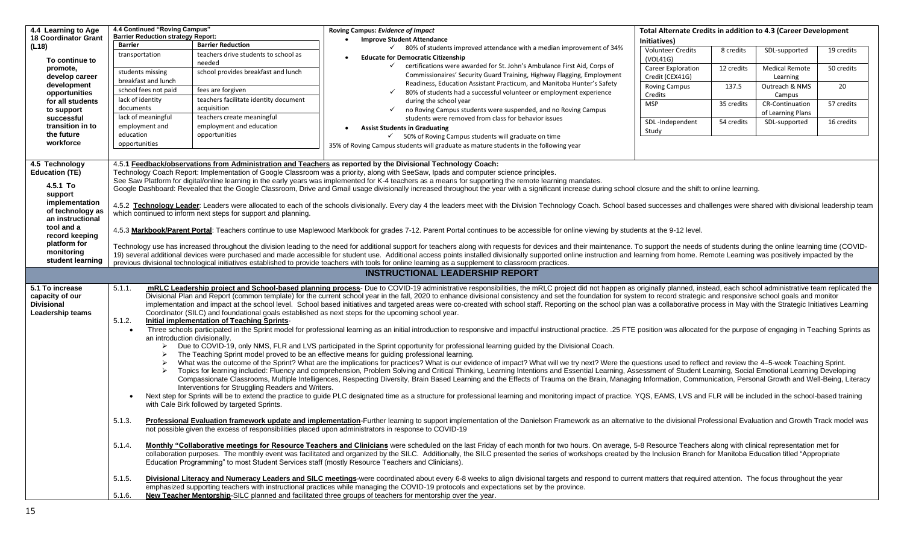| **4.4 Learning to Age 18 Coordinator Grant (L18)** | | |
|---|---|---|
| **To continue to promote, develop career development opportunities for all students to support successful transition in to the future workforce** | | |

**4.4 Continued "Roving Campus"**

**Barrier Reduction strategy Report:**

| Barrier | Barrier Reduction |
|---|---|
| transportation | teachers drive students to school as needed |
| students missing breakfast and lunch | school provides breakfast and lunch |
| school fees not paid | fees are forgiven |
| lack of identity documents | teachers facilitate identity document acquisition |
| lack of meaningful employment and education opportunities | teachers create meaningful employment and education opportunities |

**Roving Campus: *Evidence of Impact***

- **Improve Student Attendance**
  - ✓ 80% of students improved attendance with a median improvement of 34%
- **Educate for Democratic Citizenship**
  - ✓ certifications were awarded for St. John's Ambulance First Aid, Corps of Commissionaires' Security Guard Training, Highway Flagging, Employment Readiness, Education Assistant Practicum, and Manitoba Hunter's Safety
  - ✓ 80% of students had a successful volunteer or employment experience during the school year
  - ✓ no Roving Campus students were suspended, and no Roving Campus students were removed from class for behavior issues
- **Assist Students in Graduating**
  - ✓ 50% of Roving Campus students will graduate on time

35% of Roving Campus students will graduate as mature students in the following year

**Total Alternate Credits in addition to 4.3 (Career Development Initiatives)**

| | | | |
|---|---|---|---|
| Volunteer Credits (VOL41G) | 8 credits | SDL-supported | 19 credits |
| Career Exploration Credit (CEX41G) | 12 credits | Medical Remote Learning | 50 credits |
| Roving Campus Credits | 137.5 | Outreach & NMS Campus | 20 |
| MSP | 35 credits | CR-Continuation of Learning Plans | 57 credits |
| SDL -Independent Study | 54 credits | SDL-supported | 16 credits |

**4.5 Technology Education (TE)**

**4.5.1 To support implementation of technology as an instructional tool and a record keeping platform for monitoring student learning**

4.5.1 **Feedback/observations from Administration and Teachers as reported by the Divisional Technology Coach:**

Technology Coach Report: Implementation of Google Classroom was a priority, along with SeeSaw, Ipads and computer science principles.

See Saw Platform for digital/online learning in the early years was implemented for K-4 teachers as a means for supporting the remote learning mandates.

Google Dashboard: Revealed that the Google Classroom, Drive and Gmail usage divisionally increased throughout the year with a significant increase during school closure and the shift to online learning.

4.5.2 **Technology Leader**: Leaders were allocated to each of the schools divisionally. Every day 4 the leaders meet with the Division Technology Coach. School based successes and challenges were shared with divisional leadership team which continued to inform next steps for support and planning.

4.5.3 **Markbook/Parent Portal**: Teachers continue to use Maplewood Markbook for grades 7-12. Parent Portal continues to be accessible for online viewing by students at the 9-12 level.

Technology use has increased throughout the division leading to the need for additional support for teachers along with requests for devices and their maintenance. To support the needs of students during the online learning time (COVID-19) several additional devices were purchased and made accessible for student use. Additional access points installed divisionally supported online instruction and learning from home. Remote Learning was positively impacted by the previous divisional technological initiatives established to provide teachers with tools for online learning as a supplement to classroom practices.

## INSTRUCTIONAL LEADERSHIP REPORT

**5.1 To increase capacity of our Divisional Leadership teams**

5.1.1. **mRLC Leadership project and School-based planning process**- Due to COVID-19 administrative responsibilities, the mRLC project did not happen as originally planned, instead, each school administrative team replicated the Divisional Plan and Report (common template) for the current school year in the fall, 2020 to enhance divisional consistency and set the foundation for system to record strategic and responsive school goals and monitor implementation and impact at the school level. School based initiatives and targeted areas were co-created with school staff. Reporting on the school plan was a collaborative process in May with the Strategic Initiatives Learning Coordinator (SILC) and foundational goals established as next steps for the upcoming school year.

5.1.2. **Initial implementation of Teaching Sprints**-

- Three schools participated in the Sprint model for professional learning as an initial introduction to responsive and impactful instructional practice. .25 FTE position was allocated for the purpose of engaging in Teaching Sprints as an introduction divisionally.
  - ➢ Due to COVID-19, only NMS, FLR and LVS participated in the Sprint opportunity for professional learning guided by the Divisional Coach.
  - ➢ The Teaching Sprint model proved to be an effective means for guiding professional learning.
  - ➢ What was the outcome of the Sprint? What are the implications for practices? What is our evidence of impact? What will we try next? Were the questions used to reflect and review the 4–5-week Teaching Sprint.
  - ➢ Topics for learning included: Fluency and comprehension, Problem Solving and Critical Thinking, Learning Intentions and Essential Learning, Assessment of Student Learning, Social Emotional Learning Developing Compassionate Classrooms, Multiple Intelligences, Respecting Diversity, Brain Based Learning and the Effects of Trauma on the Brain, Managing Information, Communication, Personal Growth and Well-Being, Literacy Interventions for Struggling Readers and Writers.
- Next step for Sprints will be to extend the practice to guide PLC designated time as a structure for professional learning and monitoring impact of practice. YQS, EAMS, LVS and FLR will be included in the school-based training with Cale Birk followed by targeted Sprints.

5.1.3. **Professional Evaluation framework update and implementation**-Further learning to support implementation of the Danielson Framework as an alternative to the divisional Professional Evaluation and Growth Track model was not possible given the excess of responsibilities placed upon administrators in response to COVID-19

5.1.4. **Monthly "Collaborative meetings for Resource Teachers and Clinicians** were scheduled on the last Friday of each month for two hours. On average, 5-8 Resource Teachers along with clinical representation met for collaboration purposes. The monthly event was facilitated and organized by the SILC. Additionally, the SILC presented the series of workshops created by the Inclusion Branch for Manitoba Education titled "Appropriate Education Programming" to most Student Services staff (mostly Resource Teachers and Clinicians).

5.1.5. **Divisional Literacy and Numeracy Leaders and SILC meetings**-were coordinated about every 6-8 weeks to align divisional targets and respond to current matters that required attention. The focus throughout the year emphasized supporting teachers with instructional practices while managing the COVID-19 protocols and expectations set by the province.

5.1.6. **New Teacher Mentorship**-SILC planned and facilitated three groups of teachers for mentorship over the year.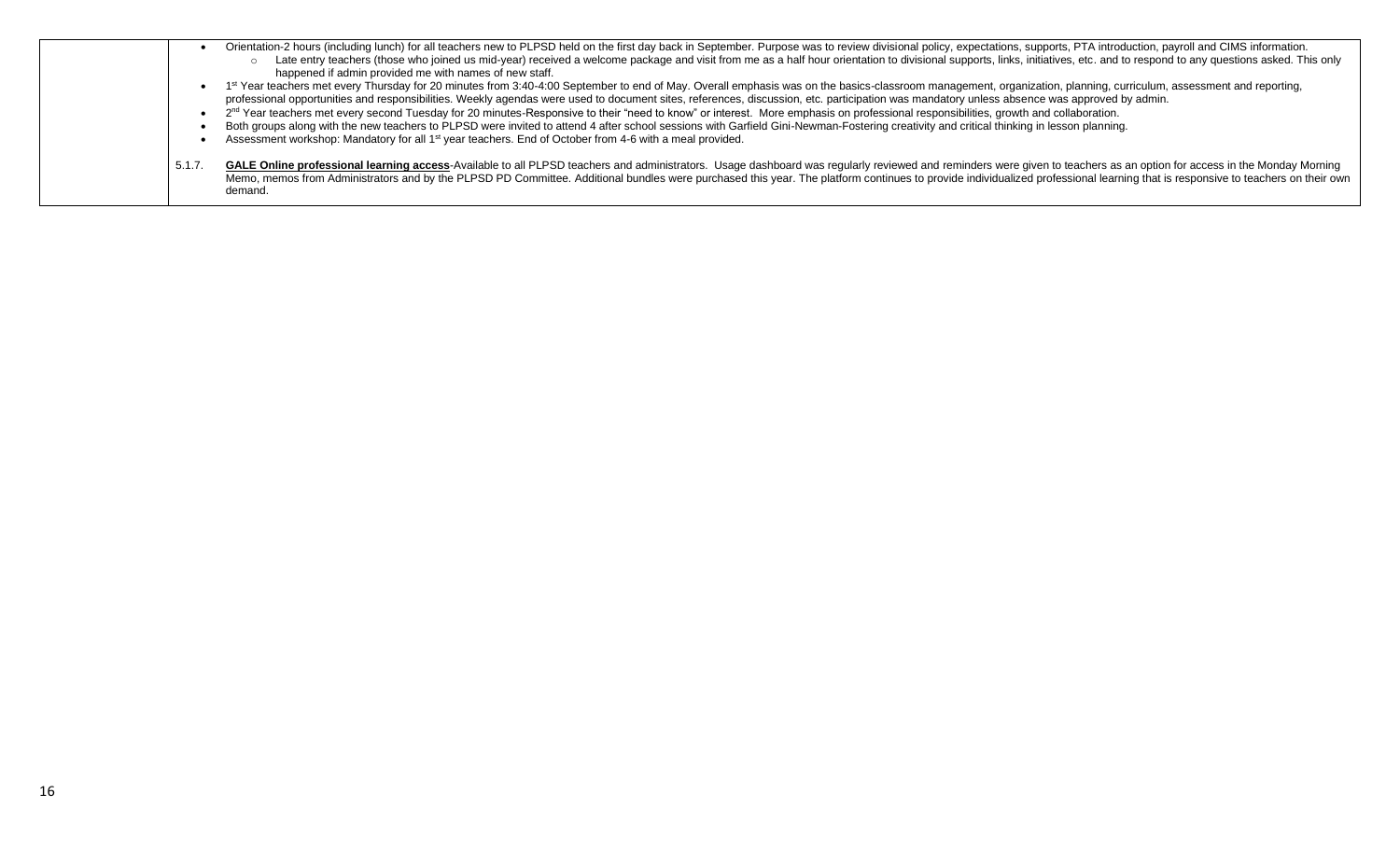| | |
|---|---|
| | • Orientation-2 hours (including lunch) for all teachers new to PLPSD held on the first day back in September. Purpose was to review divisional policy, expectations, supports, PTA introduction, payroll and CIMS information.<br>  ○ Late entry teachers (those who joined us mid-year) received a welcome package and visit from me as a half hour orientation to divisional supports, links, initiatives, etc. and to respond to any questions asked. This only happened if admin provided me with names of new staff.<br>• 1st Year teachers met every Thursday for 20 minutes from 3:40-4:00 September to end of May. Overall emphasis was on the basics-classroom management, organization, planning, curriculum, assessment and reporting, professional opportunities and responsibilities. Weekly agendas were used to document sites, references, discussion, etc. participation was mandatory unless absence was approved by admin.<br>• 2nd Year teachers met every second Tuesday for 20 minutes-Responsive to their "need to know" or interest. More emphasis on professional responsibilities, growth and collaboration.<br>• Both groups along with the new teachers to PLPSD were invited to attend 4 after school sessions with Garfield Gini-Newman-Fostering creativity and critical thinking in lesson planning.<br>• Assessment workshop: Mandatory for all 1st year teachers. End of October from 4-6 with a meal provided.<br><br>5.1.7. **<u>GALE Online professional learning access</u>**-Available to all PLPSD teachers and administrators. Usage dashboard was regularly reviewed and reminders were given to teachers as an option for access in the Monday Morning Memo, memos from Administrators and by the PLPSD PD Committee. Additional bundles were purchased this year. The platform continues to provide individualized professional learning that is responsive to teachers on their own demand. |